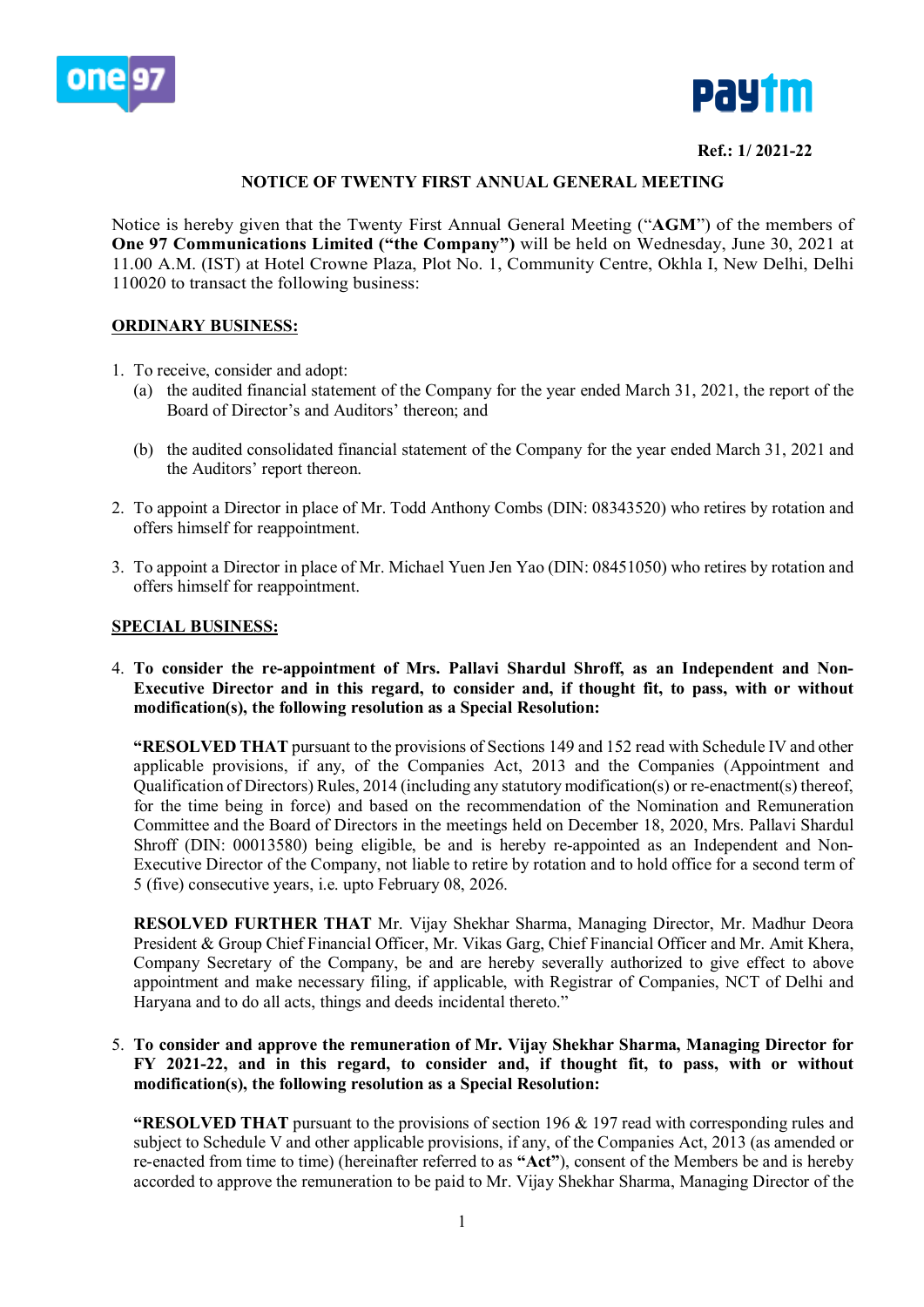Ref.: 1/ 2021-22

## NOTICE OF TWENTY FIRST ANNUAL GENERAL MEETING

Notice is hereby given that the Twenty First Annual General Meeting ("**AGM**") of the members of **One 97 Communications Limited ("the Company")** will be held on Wednesday, June 30, 2021 at 11.00 A.M. (IST) at Hotel Crowne Plaza, Plot No. 1, Community Centre, Okhla I, New Delhi, Delhi 110020 to transact the following business:

### ORDINARY BUSINESS:

1. To receive, consider and adopt:
   (a) the audited financial statement of the Company for the year ended March 31, 2021, the report of the Board of Director's and Auditors' thereon; and

   (b) the audited consolidated financial statement of the Company for the year ended March 31, 2021 and the Auditors' report thereon.

2. To appoint a Director in place of Mr. Todd Anthony Combs (DIN: 08343520) who retires by rotation and offers himself for reappointment.

3. To appoint a Director in place of Mr. Michael Yuen Jen Yao (DIN: 08451050) who retires by rotation and offers himself for reappointment.

### SPECIAL BUSINESS:

4. **To consider the re-appointment of Mrs. Pallavi Shardul Shroff, as an Independent and Non-Executive Director and in this regard, to consider and, if thought fit, to pass, with or without modification(s), the following resolution as a Special Resolution:**

   **"RESOLVED THAT** pursuant to the provisions of Sections 149 and 152 read with Schedule IV and other applicable provisions, if any, of the Companies Act, 2013 and the Companies (Appointment and Qualification of Directors) Rules, 2014 (including any statutory modification(s) or re-enactment(s) thereof, for the time being in force) and based on the recommendation of the Nomination and Remuneration Committee and the Board of Directors in the meetings held on December 18, 2020, Mrs. Pallavi Shardul Shroff (DIN: 00013580) being eligible, be and is hereby re-appointed as an Independent and Non-Executive Director of the Company, not liable to retire by rotation and to hold office for a second term of 5 (five) consecutive years, i.e. upto February 08, 2026.

   **RESOLVED FURTHER THAT** Mr. Vijay Shekhar Sharma, Managing Director, Mr. Madhur Deora President & Group Chief Financial Officer, Mr. Vikas Garg, Chief Financial Officer and Mr. Amit Khera, Company Secretary of the Company, be and are hereby severally authorized to give effect to above appointment and make necessary filing, if applicable, with Registrar of Companies, NCT of Delhi and Haryana and to do all acts, things and deeds incidental thereto."

5. **To consider and approve the remuneration of Mr. Vijay Shekhar Sharma, Managing Director for FY 2021-22, and in this regard, to consider and, if thought fit, to pass, with or without modification(s), the following resolution as a Special Resolution:**

   **"RESOLVED THAT** pursuant to the provisions of section 196 & 197 read with corresponding rules and subject to Schedule V and other applicable provisions, if any, of the Companies Act, 2013 (as amended or re-enacted from time to time) (hereinafter referred to as **"Act"**), consent of the Members be and is hereby accorded to approve the remuneration to be paid to Mr. Vijay Shekhar Sharma, Managing Director of the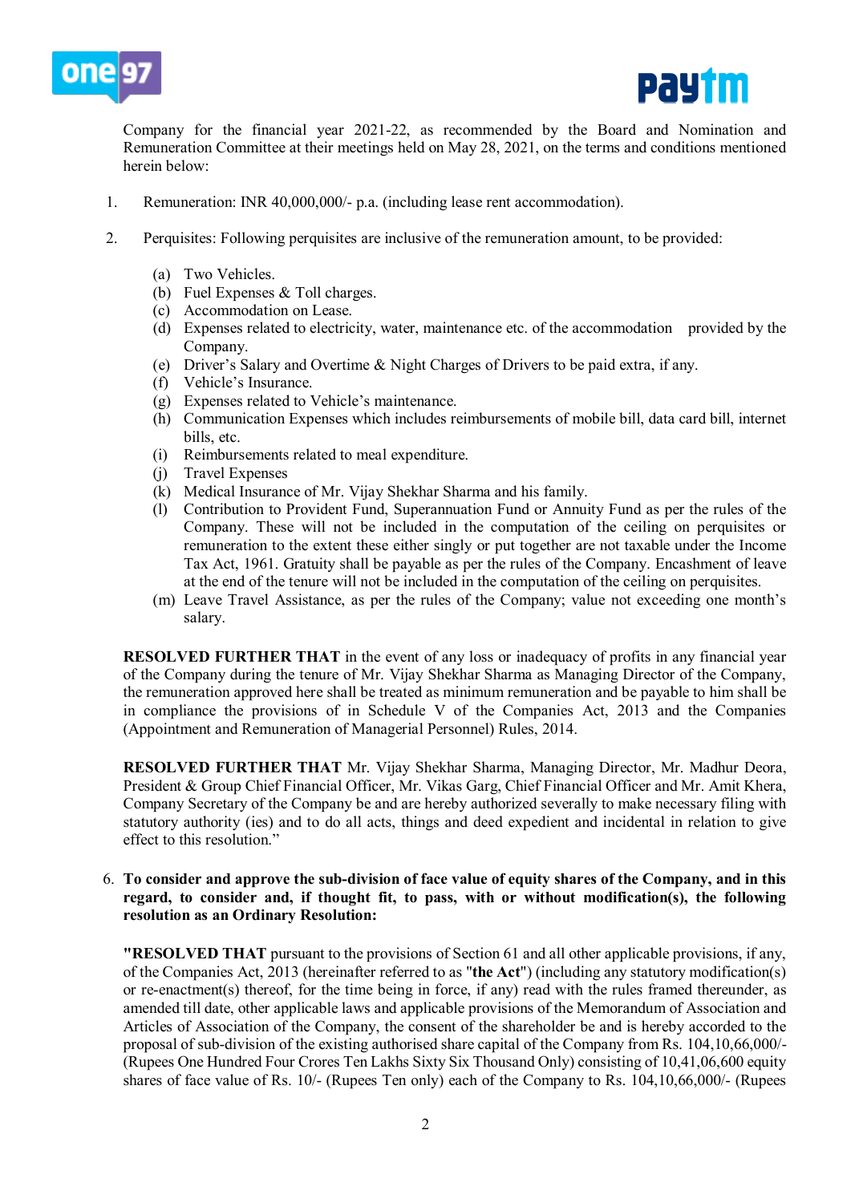Company for the financial year 2021-22, as recommended by the Board and Nomination and Remuneration Committee at their meetings held on May 28, 2021, on the terms and conditions mentioned herein below:

1. Remuneration: INR 40,000,000/- p.a. (including lease rent accommodation).

2. Perquisites: Following perquisites are inclusive of the remuneration amount, to be provided:

   (a) Two Vehicles.
   (b) Fuel Expenses & Toll charges.
   (c) Accommodation on Lease.
   (d) Expenses related to electricity, water, maintenance etc. of the accommodation provided by the Company.
   (e) Driver's Salary and Overtime & Night Charges of Drivers to be paid extra, if any.
   (f) Vehicle's Insurance.
   (g) Expenses related to Vehicle's maintenance.
   (h) Communication Expenses which includes reimbursements of mobile bill, data card bill, internet bills, etc.
   (i) Reimbursements related to meal expenditure.
   (j) Travel Expenses
   (k) Medical Insurance of Mr. Vijay Shekhar Sharma and his family.
   (l) Contribution to Provident Fund, Superannuation Fund or Annuity Fund as per the rules of the Company. These will not be included in the computation of the ceiling on perquisites or remuneration to the extent these either singly or put together are not taxable under the Income Tax Act, 1961. Gratuity shall be payable as per the rules of the Company. Encashment of leave at the end of the tenure will not be included in the computation of the ceiling on perquisites.
   (m) Leave Travel Assistance, as per the rules of the Company; value not exceeding one month's salary.

**RESOLVED FURTHER THAT** in the event of any loss or inadequacy of profits in any financial year of the Company during the tenure of Mr. Vijay Shekhar Sharma as Managing Director of the Company, the remuneration approved here shall be treated as minimum remuneration and be payable to him shall be in compliance the provisions of in Schedule V of the Companies Act, 2013 and the Companies (Appointment and Remuneration of Managerial Personnel) Rules, 2014.

**RESOLVED FURTHER THAT** Mr. Vijay Shekhar Sharma, Managing Director, Mr. Madhur Deora, President & Group Chief Financial Officer, Mr. Vikas Garg, Chief Financial Officer and Mr. Amit Khera, Company Secretary of the Company be and are hereby authorized severally to make necessary filing with statutory authority (ies) and to do all acts, things and deed expedient and incidental in relation to give effect to this resolution."

6. **To consider and approve the sub-division of face value of equity shares of the Company, and in this regard, to consider and, if thought fit, to pass, with or without modification(s), the following resolution as an Ordinary Resolution:**

**"RESOLVED THAT** pursuant to the provisions of Section 61 and all other applicable provisions, if any, of the Companies Act, 2013 (hereinafter referred to as "**the Act**") (including any statutory modification(s) or re-enactment(s) thereof, for the time being in force, if any) read with the rules framed thereunder, as amended till date, other applicable laws and applicable provisions of the Memorandum of Association and Articles of Association of the Company, the consent of the shareholder be and is hereby accorded to the proposal of sub-division of the existing authorised share capital of the Company from Rs. 104,10,66,000/- (Rupees One Hundred Four Crores Ten Lakhs Sixty Six Thousand Only) consisting of 10,41,06,600 equity shares of face value of Rs. 10/- (Rupees Ten only) each of the Company to Rs. 104,10,66,000/- (Rupees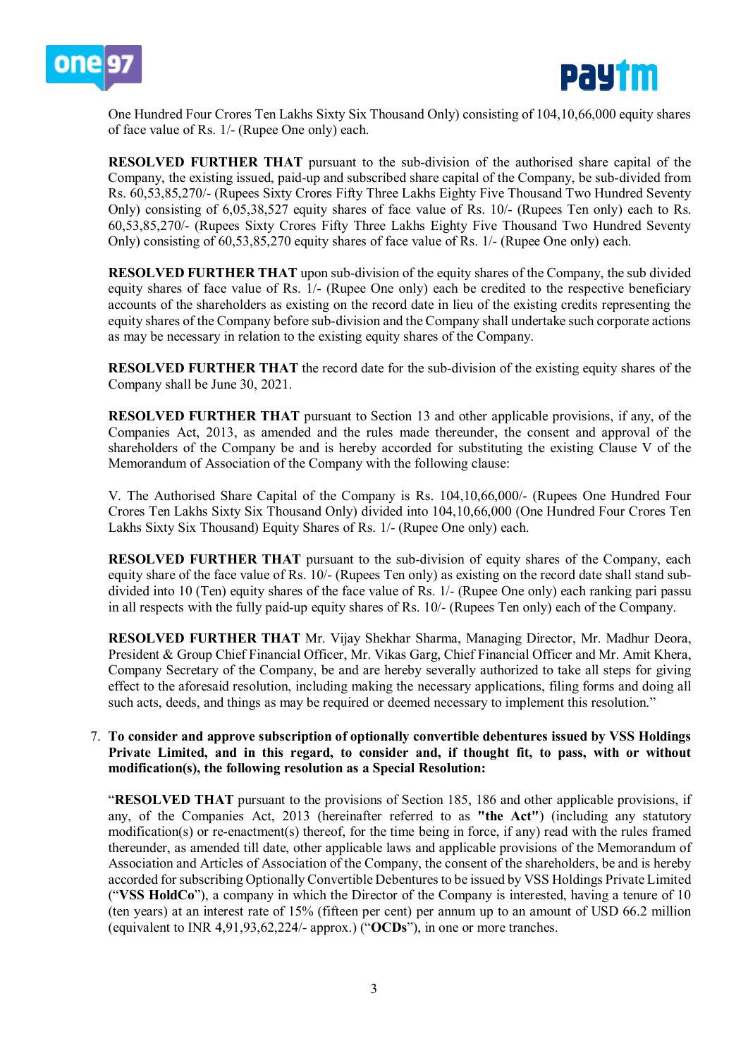One Hundred Four Crores Ten Lakhs Sixty Six Thousand Only) consisting of 104,10,66,000 equity shares of face value of Rs. 1/- (Rupee One only) each.

**RESOLVED FURTHER THAT** pursuant to the sub-division of the authorised share capital of the Company, the existing issued, paid-up and subscribed share capital of the Company, be sub-divided from Rs. 60,53,85,270/- (Rupees Sixty Crores Fifty Three Lakhs Eighty Five Thousand Two Hundred Seventy Only) consisting of 6,05,38,527 equity shares of face value of Rs. 10/- (Rupees Ten only) each to Rs. 60,53,85,270/- (Rupees Sixty Crores Fifty Three Lakhs Eighty Five Thousand Two Hundred Seventy Only) consisting of 60,53,85,270 equity shares of face value of Rs. 1/- (Rupee One only) each.

**RESOLVED FURTHER THAT** upon sub-division of the equity shares of the Company, the sub divided equity shares of face value of Rs. 1/- (Rupee One only) each be credited to the respective beneficiary accounts of the shareholders as existing on the record date in lieu of the existing credits representing the equity shares of the Company before sub-division and the Company shall undertake such corporate actions as may be necessary in relation to the existing equity shares of the Company.

**RESOLVED FURTHER THAT** the record date for the sub-division of the existing equity shares of the Company shall be June 30, 2021.

**RESOLVED FURTHER THAT** pursuant to Section 13 and other applicable provisions, if any, of the Companies Act, 2013, as amended and the rules made thereunder, the consent and approval of the shareholders of the Company be and is hereby accorded for substituting the existing Clause V of the Memorandum of Association of the Company with the following clause:

V. The Authorised Share Capital of the Company is Rs. 104,10,66,000/- (Rupees One Hundred Four Crores Ten Lakhs Sixty Six Thousand Only) divided into 104,10,66,000 (One Hundred Four Crores Ten Lakhs Sixty Six Thousand) Equity Shares of Rs. 1/- (Rupee One only) each.

**RESOLVED FURTHER THAT** pursuant to the sub-division of equity shares of the Company, each equity share of the face value of Rs. 10/- (Rupees Ten only) as existing on the record date shall stand sub-divided into 10 (Ten) equity shares of the face value of Rs. 1/- (Rupee One only) each ranking pari passu in all respects with the fully paid-up equity shares of Rs. 10/- (Rupees Ten only) each of the Company.

**RESOLVED FURTHER THAT** Mr. Vijay Shekhar Sharma, Managing Director, Mr. Madhur Deora, President & Group Chief Financial Officer, Mr. Vikas Garg, Chief Financial Officer and Mr. Amit Khera, Company Secretary of the Company, be and are hereby severally authorized to take all steps for giving effect to the aforesaid resolution, including making the necessary applications, filing forms and doing all such acts, deeds, and things as may be required or deemed necessary to implement this resolution."

7. **To consider and approve subscription of optionally convertible debentures issued by VSS Holdings Private Limited, and in this regard, to consider and, if thought fit, to pass, with or without modification(s), the following resolution as a Special Resolution:**

"**RESOLVED THAT** pursuant to the provisions of Section 185, 186 and other applicable provisions, if any, of the Companies Act, 2013 (hereinafter referred to as **"the Act"**) (including any statutory modification(s) or re-enactment(s) thereof, for the time being in force, if any) read with the rules framed thereunder, as amended till date, other applicable laws and applicable provisions of the Memorandum of Association and Articles of Association of the Company, the consent of the shareholders, be and is hereby accorded for subscribing Optionally Convertible Debentures to be issued by VSS Holdings Private Limited ("**VSS HoldCo**"), a company in which the Director of the Company is interested, having a tenure of 10 (ten years) at an interest rate of 15% (fifteen per cent) per annum up to an amount of USD 66.2 million (equivalent to INR 4,91,93,62,224/- approx.) ("**OCDs**"), in one or more tranches.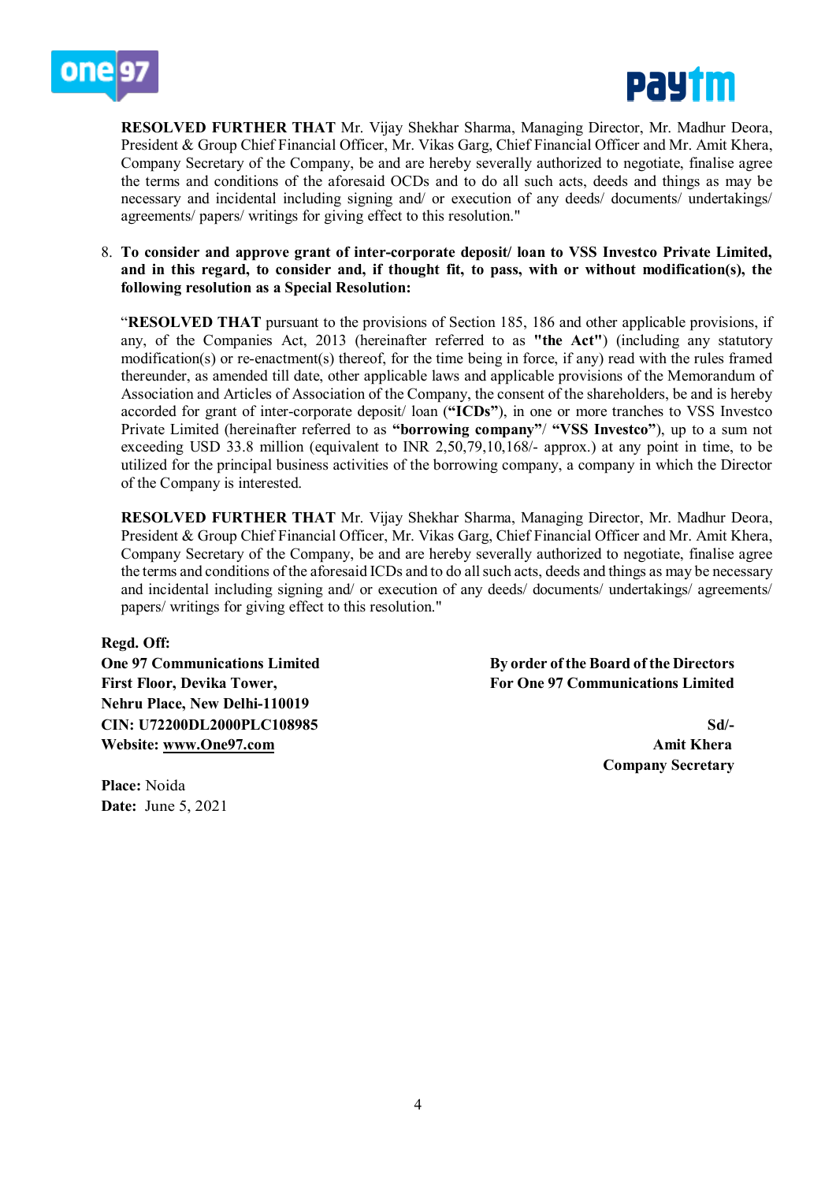**RESOLVED FURTHER THAT** Mr. Vijay Shekhar Sharma, Managing Director, Mr. Madhur Deora, President & Group Chief Financial Officer, Mr. Vikas Garg, Chief Financial Officer and Mr. Amit Khera, Company Secretary of the Company, be and are hereby severally authorized to negotiate, finalise agree the terms and conditions of the aforesaid OCDs and to do all such acts, deeds and things as may be necessary and incidental including signing and/ or execution of any deeds/ documents/ undertakings/ agreements/ papers/ writings for giving effect to this resolution."

8. **To consider and approve grant of inter-corporate deposit/ loan to VSS Investco Private Limited, and in this regard, to consider and, if thought fit, to pass, with or without modification(s), the following resolution as a Special Resolution:**

   "**RESOLVED THAT** pursuant to the provisions of Section 185, 186 and other applicable provisions, if any, of the Companies Act, 2013 (hereinafter referred to as **"the Act"**) (including any statutory modification(s) or re-enactment(s) thereof, for the time being in force, if any) read with the rules framed thereunder, as amended till date, other applicable laws and applicable provisions of the Memorandum of Association and Articles of Association of the Company, the consent of the shareholders, be and is hereby accorded for grant of inter-corporate deposit/ loan (**"ICDs"**), in one or more tranches to VSS Investco Private Limited (hereinafter referred to as **"borrowing company"**/ **"VSS Investco"**), up to a sum not exceeding USD 33.8 million (equivalent to INR 2,50,79,10,168/- approx.) at any point in time, to be utilized for the principal business activities of the borrowing company, a company in which the Director of the Company is interested.

   **RESOLVED FURTHER THAT** Mr. Vijay Shekhar Sharma, Managing Director, Mr. Madhur Deora, President & Group Chief Financial Officer, Mr. Vikas Garg, Chief Financial Officer and Mr. Amit Khera, Company Secretary of the Company, be and are hereby severally authorized to negotiate, finalise agree the terms and conditions of the aforesaid ICDs and to do all such acts, deeds and things as may be necessary and incidental including signing and/ or execution of any deeds/ documents/ undertakings/ agreements/ papers/ writings for giving effect to this resolution."

**Regd. Off:**
**One 97 Communications Limited**
**First Floor, Devika Tower,**
**Nehru Place, New Delhi-110019**
**CIN: U72200DL2000PLC108985**
**Website: www.One97.com**

**Place:** Noida
**Date:** June 5, 2021

**By order of the Board of the Directors**
**For One 97 Communications Limited**

**Sd/-**
**Amit Khera**
**Company Secretary**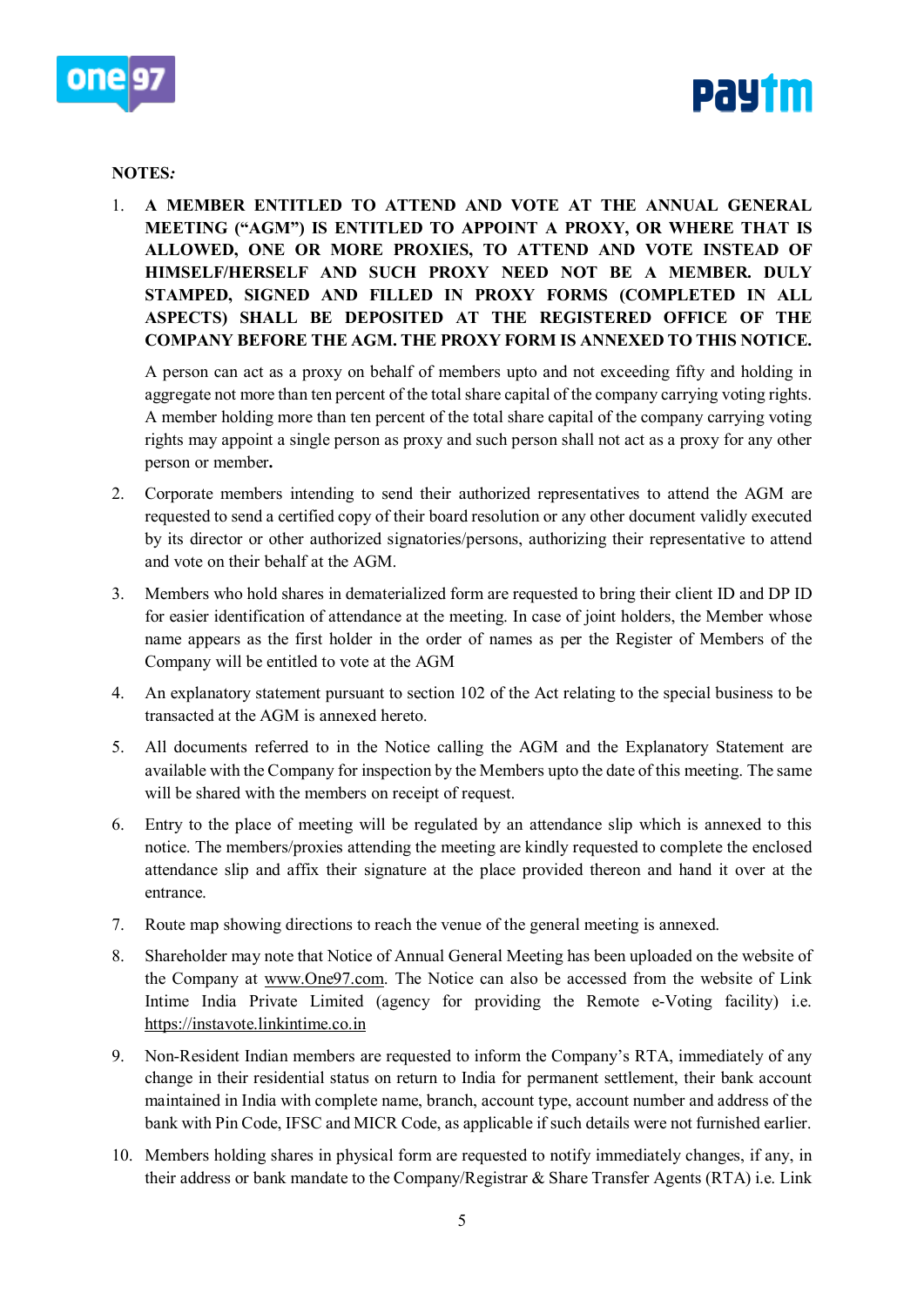**NOTES*:***

1. **A MEMBER ENTITLED TO ATTEND AND VOTE AT THE ANNUAL GENERAL MEETING ("AGM") IS ENTITLED TO APPOINT A PROXY, OR WHERE THAT IS ALLOWED, ONE OR MORE PROXIES, TO ATTEND AND VOTE INSTEAD OF HIMSELF/HERSELF AND SUCH PROXY NEED NOT BE A MEMBER. DULY STAMPED, SIGNED AND FILLED IN PROXY FORMS (COMPLETED IN ALL ASPECTS) SHALL BE DEPOSITED AT THE REGISTERED OFFICE OF THE COMPANY BEFORE THE AGM. THE PROXY FORM IS ANNEXED TO THIS NOTICE.**

   A person can act as a proxy on behalf of members upto and not exceeding fifty and holding in aggregate not more than ten percent of the total share capital of the company carrying voting rights. A member holding more than ten percent of the total share capital of the company carrying voting rights may appoint a single person as proxy and such person shall not act as a proxy for any other person or member**.**

2. Corporate members intending to send their authorized representatives to attend the AGM are requested to send a certified copy of their board resolution or any other document validly executed by its director or other authorized signatories/persons, authorizing their representative to attend and vote on their behalf at the AGM.

3. Members who hold shares in dematerialized form are requested to bring their client ID and DP ID for easier identification of attendance at the meeting. In case of joint holders, the Member whose name appears as the first holder in the order of names as per the Register of Members of the Company will be entitled to vote at the AGM

4. An explanatory statement pursuant to section 102 of the Act relating to the special business to be transacted at the AGM is annexed hereto.

5. All documents referred to in the Notice calling the AGM and the Explanatory Statement are available with the Company for inspection by the Members upto the date of this meeting. The same will be shared with the members on receipt of request.

6. Entry to the place of meeting will be regulated by an attendance slip which is annexed to this notice. The members/proxies attending the meeting are kindly requested to complete the enclosed attendance slip and affix their signature at the place provided thereon and hand it over at the entrance.

7. Route map showing directions to reach the venue of the general meeting is annexed.

8. Shareholder may note that Notice of Annual General Meeting has been uploaded on the website of the Company at www.One97.com. The Notice can also be accessed from the website of Link Intime India Private Limited (agency for providing the Remote e-Voting facility) i.e. https://instavote.linkintime.co.in

9. Non-Resident Indian members are requested to inform the Company's RTA, immediately of any change in their residential status on return to India for permanent settlement, their bank account maintained in India with complete name, branch, account type, account number and address of the bank with Pin Code, IFSC and MICR Code, as applicable if such details were not furnished earlier.

10. Members holding shares in physical form are requested to notify immediately changes, if any, in their address or bank mandate to the Company/Registrar & Share Transfer Agents (RTA) i.e. Link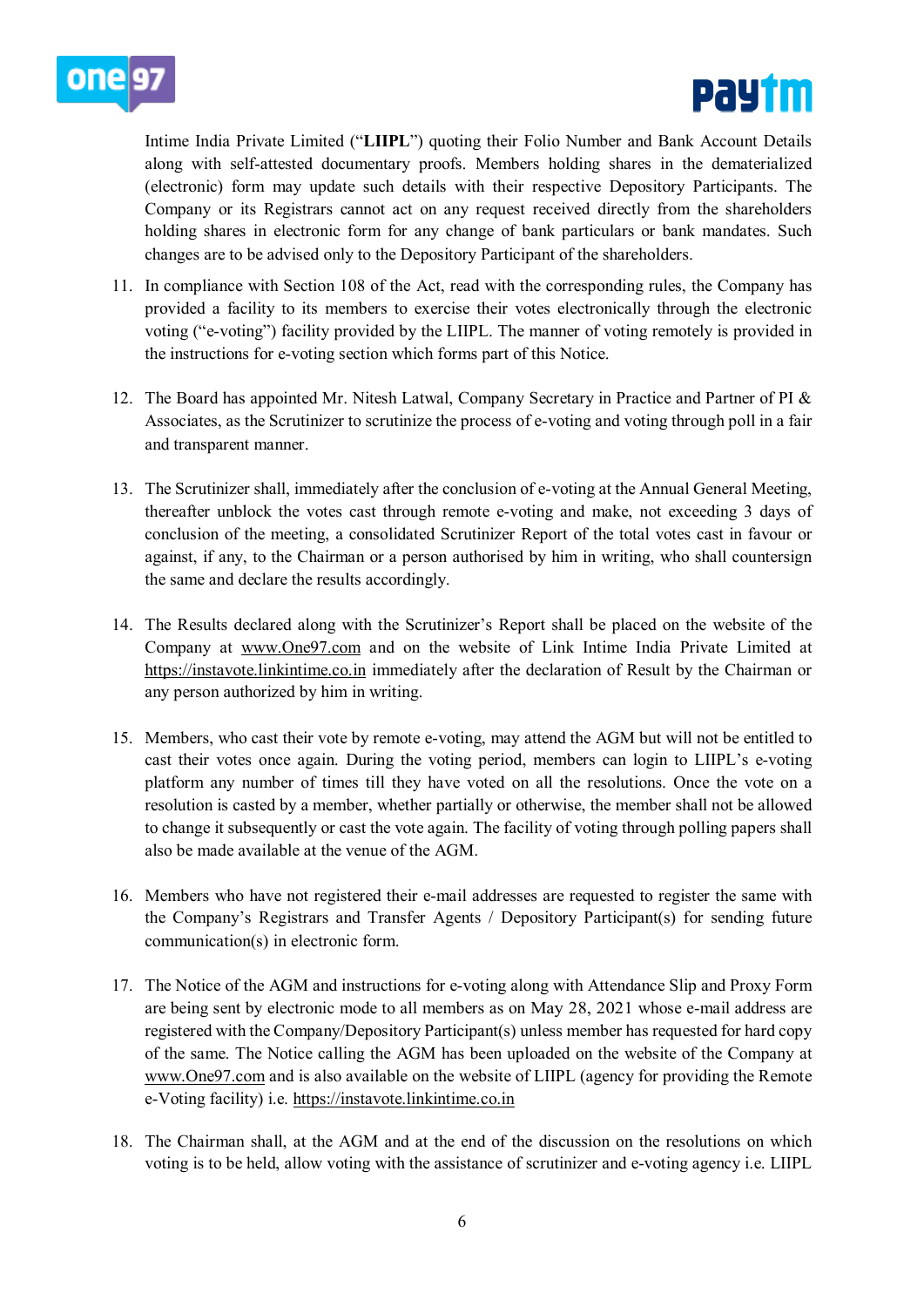Intime India Private Limited ("**LIIPL**") quoting their Folio Number and Bank Account Details along with self-attested documentary proofs. Members holding shares in the dematerialized (electronic) form may update such details with their respective Depository Participants. The Company or its Registrars cannot act on any request received directly from the shareholders holding shares in electronic form for any change of bank particulars or bank mandates. Such changes are to be advised only to the Depository Participant of the shareholders.

11. In compliance with Section 108 of the Act, read with the corresponding rules, the Company has provided a facility to its members to exercise their votes electronically through the electronic voting ("e-voting") facility provided by the LIIPL. The manner of voting remotely is provided in the instructions for e-voting section which forms part of this Notice.

12. The Board has appointed Mr. Nitesh Latwal, Company Secretary in Practice and Partner of PI & Associates, as the Scrutinizer to scrutinize the process of e-voting and voting through poll in a fair and transparent manner.

13. The Scrutinizer shall, immediately after the conclusion of e-voting at the Annual General Meeting, thereafter unblock the votes cast through remote e-voting and make, not exceeding 3 days of conclusion of the meeting, a consolidated Scrutinizer Report of the total votes cast in favour or against, if any, to the Chairman or a person authorised by him in writing, who shall countersign the same and declare the results accordingly.

14. The Results declared along with the Scrutinizer's Report shall be placed on the website of the Company at www.One97.com and on the website of Link Intime India Private Limited at https://instavote.linkintime.co.in immediately after the declaration of Result by the Chairman or any person authorized by him in writing.

15. Members, who cast their vote by remote e-voting, may attend the AGM but will not be entitled to cast their votes once again. During the voting period, members can login to LIIPL's e-voting platform any number of times till they have voted on all the resolutions. Once the vote on a resolution is casted by a member, whether partially or otherwise, the member shall not be allowed to change it subsequently or cast the vote again. The facility of voting through polling papers shall also be made available at the venue of the AGM.

16. Members who have not registered their e-mail addresses are requested to register the same with the Company's Registrars and Transfer Agents / Depository Participant(s) for sending future communication(s) in electronic form.

17. The Notice of the AGM and instructions for e-voting along with Attendance Slip and Proxy Form are being sent by electronic mode to all members as on May 28, 2021 whose e-mail address are registered with the Company/Depository Participant(s) unless member has requested for hard copy of the same. The Notice calling the AGM has been uploaded on the website of the Company at www.One97.com and is also available on the website of LIIPL (agency for providing the Remote e-Voting facility) i.e. https://instavote.linkintime.co.in

18. The Chairman shall, at the AGM and at the end of the discussion on the resolutions on which voting is to be held, allow voting with the assistance of scrutinizer and e-voting agency i.e. LIIPL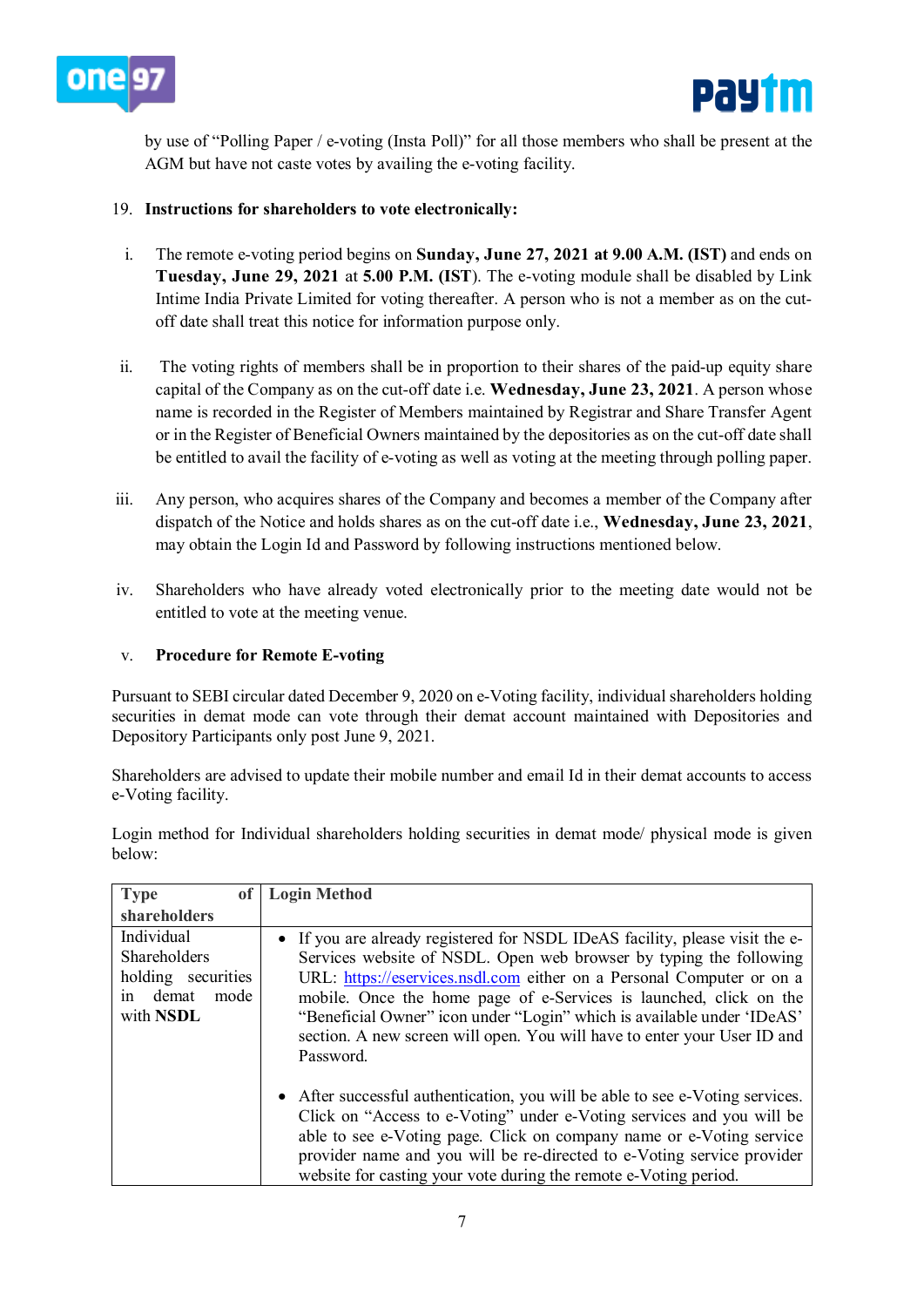by use of "Polling Paper / e-voting (Insta Poll)" for all those members who shall be present at the AGM but have not caste votes by availing the e-voting facility.

19. **Instructions for shareholders to vote electronically:**

i. The remote e-voting period begins on **Sunday, June 27, 2021 at 9.00 A.M. (IST)** and ends on **Tuesday, June 29, 2021** at **5.00 P.M. (IST**). The e-voting module shall be disabled by Link Intime India Private Limited for voting thereafter. A person who is not a member as on the cut-off date shall treat this notice for information purpose only.

ii. The voting rights of members shall be in proportion to their shares of the paid-up equity share capital of the Company as on the cut-off date i.e. **Wednesday, June 23, 2021**. A person whose name is recorded in the Register of Members maintained by Registrar and Share Transfer Agent or in the Register of Beneficial Owners maintained by the depositories as on the cut-off date shall be entitled to avail the facility of e-voting as well as voting at the meeting through polling paper.

iii. Any person, who acquires shares of the Company and becomes a member of the Company after dispatch of the Notice and holds shares as on the cut-off date i.e., **Wednesday, June 23, 2021**, may obtain the Login Id and Password by following instructions mentioned below.

iv. Shareholders who have already voted electronically prior to the meeting date would not be entitled to vote at the meeting venue.

v. **Procedure for Remote E-voting**

Pursuant to SEBI circular dated December 9, 2020 on e-Voting facility, individual shareholders holding securities in demat mode can vote through their demat account maintained with Depositories and Depository Participants only post June 9, 2021.

Shareholders are advised to update their mobile number and email Id in their demat accounts to access e-Voting facility.

Login method for Individual shareholders holding securities in demat mode/ physical mode is given below:

| **Type of shareholders** | **Login Method** |
|---|---|
| Individual Shareholders holding securities in demat mode with **NSDL** | • If you are already registered for NSDL IDeAS facility, please visit the e-Services website of NSDL. Open web browser by typing the following URL: https://eservices.nsdl.com either on a Personal Computer or on a mobile. Once the home page of e-Services is launched, click on the "Beneficial Owner" icon under "Login" which is available under 'IDeAS' section. A new screen will open. You will have to enter your User ID and Password.<br><br>• After successful authentication, you will be able to see e-Voting services. Click on "Access to e-Voting" under e-Voting services and you will be able to see e-Voting page. Click on company name or e-Voting service provider name and you will be re-directed to e-Voting service provider website for casting your vote during the remote e-Voting period. |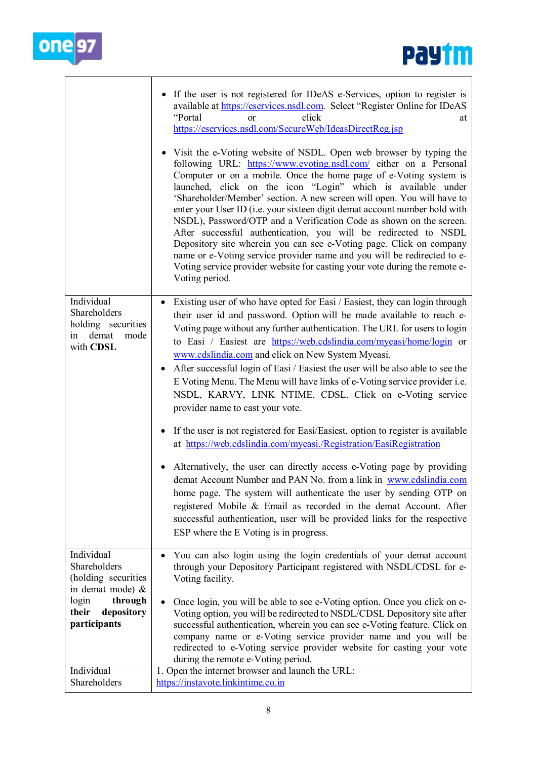| | |
|---|---|
| | • If the user is not registered for IDeAS e-Services, option to register is available at https://eservices.nsdl.com. Select "Register Online for IDeAS "Portal or click at https://eservices.nsdl.com/SecureWeb/IdeasDirectReg.jsp<br><br>• Visit the e-Voting website of NSDL. Open web browser by typing the following URL: https://www.evoting.nsdl.com/ either on a Personal Computer or on a mobile. Once the home page of e-Voting system is launched, click on the icon "Login" which is available under 'Shareholder/Member' section. A new screen will open. You will have to enter your User ID (i.e. your sixteen digit demat account number hold with NSDL), Password/OTP and a Verification Code as shown on the screen. After successful authentication, you will be redirected to NSDL Depository site wherein you can see e-Voting page. Click on company name or e-Voting service provider name and you will be redirected to e-Voting service provider website for casting your vote during the remote e-Voting period. |
| Individual Shareholders holding securities in demat mode with **CDSL** | • Existing user of who have opted for Easi / Easiest, they can login through their user id and password. Option will be made available to reach e-Voting page without any further authentication. The URL for users to login to Easi / Easiest are https://web.cdslindia.com/myeasi/home/login or www.cdslindia.com and click on New System Myeasi.<br>• After successful login of Easi / Easiest the user will be also able to see the E Voting Menu. The Menu will have links of e-Voting service provider i.e. NSDL, KARVY, LINK NTIME, CDSL. Click on e-Voting service provider name to cast your vote.<br><br>• If the user is not registered for Easi/Easiest, option to register is available at https://web.cdslindia.com/myeasi./Registration/EasiRegistration<br><br>• Alternatively, the user can directly access e-Voting page by providing demat Account Number and PAN No. from a link in www.cdslindia.com home page. The system will authenticate the user by sending OTP on registered Mobile & Email as recorded in the demat Account. After successful authentication, user will be provided links for the respective ESP where the E Voting is in progress. |
| Individual Shareholders (holding securities in demat mode) & login **through their depository participants** | • You can also login using the login credentials of your demat account through your Depository Participant registered with NSDL/CDSL for e-Voting facility.<br><br>• Once login, you will be able to see e-Voting option. Once you click on e-Voting option, you will be redirected to NSDL/CDSL Depository site after successful authentication, wherein you can see e-Voting feature. Click on company name or e-Voting service provider name and you will be redirected to e-Voting service provider website for casting your vote during the remote e-Voting period. |
| Individual Shareholders | 1. Open the internet browser and launch the URL: https://instavote.linkintime.co.in |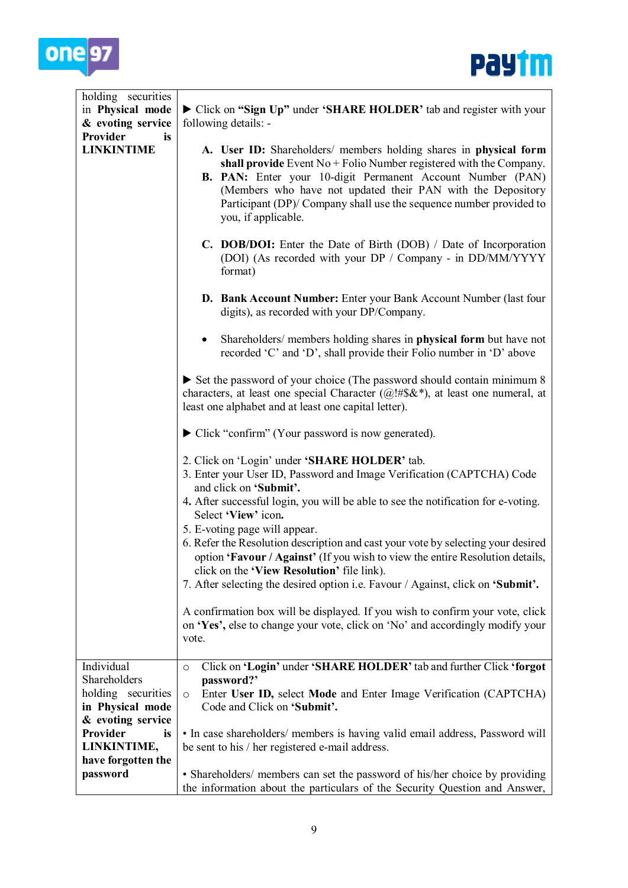| | |
|---|---|
| holding securities in **Physical mode & evoting service Provider is LINKINTIME** | ▶ Click on **"Sign Up"** under **'SHARE HOLDER'** tab and register with your following details: -<br><br>**A. User ID:** Shareholders/ members holding shares in **physical form shall provide** Event No + Folio Number registered with the Company.<br>**B. PAN:** Enter your 10-digit Permanent Account Number (PAN) (Members who have not updated their PAN with the Depository Participant (DP)/ Company shall use the sequence number provided to you, if applicable.<br><br>**C. DOB/DOI:** Enter the Date of Birth (DOB) / Date of Incorporation (DOI) (As recorded with your DP / Company - in DD/MM/YYYY format)<br><br>**D. Bank Account Number:** Enter your Bank Account Number (last four digits), as recorded with your DP/Company.<br><br>• Shareholders/ members holding shares in **physical form** but have not recorded 'C' and 'D', shall provide their Folio number in 'D' above<br><br>▶ Set the password of your choice (The password should contain minimum 8 characters, at least one special Character (@!#$&*), at least one numeral, at least one alphabet and at least one capital letter).<br><br>▶ Click "confirm" (Your password is now generated).<br><br>2. Click on 'Login' under **'SHARE HOLDER'** tab.<br>3. Enter your User ID, Password and Image Verification (CAPTCHA) Code and click on **'Submit'.**<br>4. After successful login, you will be able to see the notification for e-voting. Select **'View'** icon**.**<br>5. E-voting page will appear.<br>6. Refer the Resolution description and cast your vote by selecting your desired option **'Favour / Against'** (If you wish to view the entire Resolution details, click on the **'View Resolution'** file link).<br>7. After selecting the desired option i.e. Favour / Against, click on **'Submit'.**<br><br>A confirmation box will be displayed. If you wish to confirm your vote, click on **'Yes',** else to change your vote, click on 'No' and accordingly modify your vote. |
| Individual Shareholders holding securities **in Physical mode & evoting service Provider is LINKINTIME, have forgotten the password** | ○ Click on **'Login'** under **'SHARE HOLDER'** tab and further Click **'forgot password?'**<br>○ Enter **User ID,** select **Mode** and Enter Image Verification (CAPTCHA) Code and Click on **'Submit'.**<br><br>• In case shareholders/ members is having valid email address, Password will be sent to his / her registered e-mail address.<br><br>• Shareholders/ members can set the password of his/her choice by providing the information about the particulars of the Security Question and Answer, |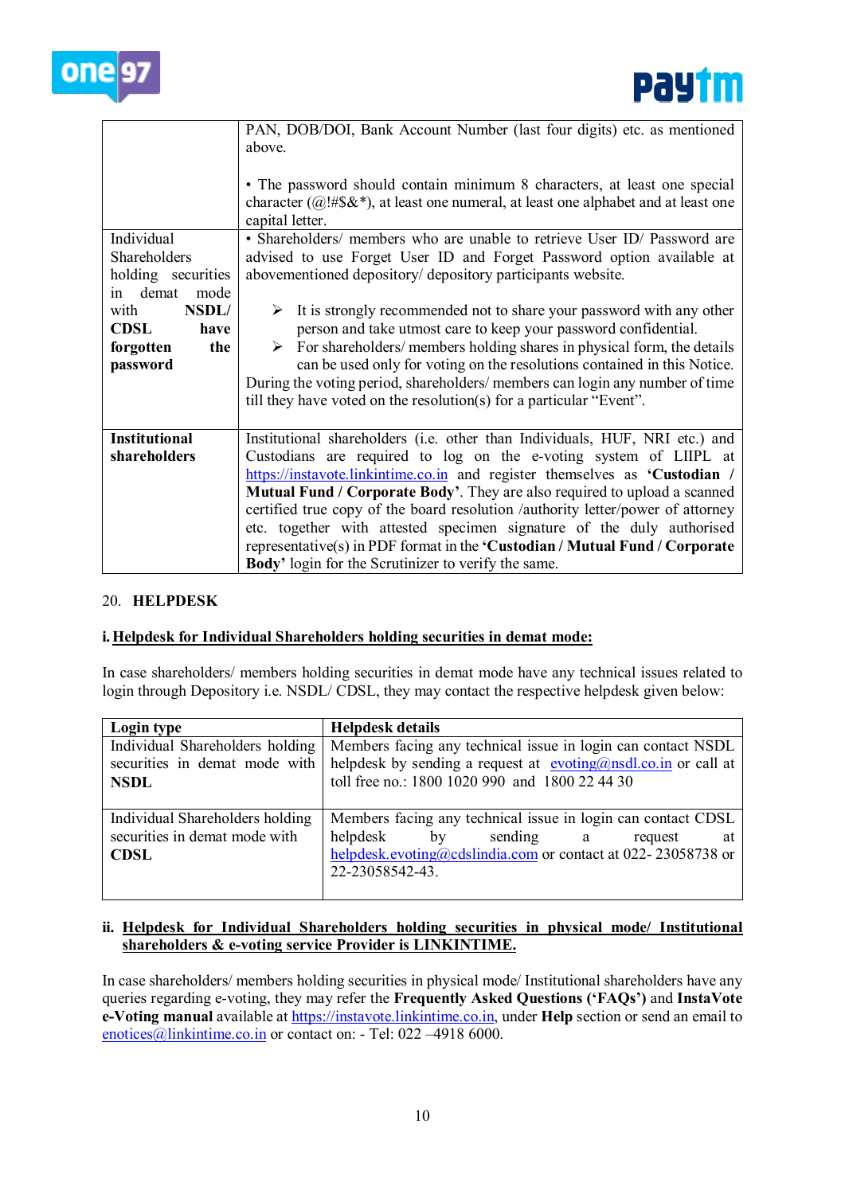| | |
|---|---|
| | PAN, DOB/DOI, Bank Account Number (last four digits) etc. as mentioned above.<br><br>• The password should contain minimum 8 characters, at least one special character (@!#$&*), at least one numeral, at least one alphabet and at least one capital letter. |
| Individual Shareholders holding securities in demat mode with **NSDL/ CDSL have forgotten the password** | • Shareholders/ members who are unable to retrieve User ID/ Password are advised to use Forget User ID and Forget Password option available at abovementioned depository/ depository participants website.<br><br>➢ It is strongly recommended not to share your password with any other person and take utmost care to keep your password confidential.<br>➢ For shareholders/ members holding shares in physical form, the details can be used only for voting on the resolutions contained in this Notice.<br>During the voting period, shareholders/ members can login any number of time till they have voted on the resolution(s) for a particular "Event". |
| **Institutional shareholders** | Institutional shareholders (i.e. other than Individuals, HUF, NRI etc.) and Custodians are required to log on the e-voting system of LIIPL at https://instavote.linkintime.co.in and register themselves as **'Custodian / Mutual Fund / Corporate Body'**. They are also required to upload a scanned certified true copy of the board resolution /authority letter/power of attorney etc. together with attested specimen signature of the duly authorised representative(s) in PDF format in the **'Custodian / Mutual Fund / Corporate Body'** login for the Scrutinizer to verify the same. |

20. **HELPDESK**

**i. Helpdesk for Individual Shareholders holding securities in demat mode:**

In case shareholders/ members holding securities in demat mode have any technical issues related to login through Depository i.e. NSDL/ CDSL, they may contact the respective helpdesk given below:

| **Login type** | **Helpdesk details** |
|---|---|
| Individual Shareholders holding securities in demat mode with **NSDL** | Members facing any technical issue in login can contact NSDL helpdesk by sending a request at evoting@nsdl.co.in or call at toll free no.: 1800 1020 990 and 1800 22 44 30 |
| Individual Shareholders holding securities in demat mode with **CDSL** | Members facing any technical issue in login can contact CDSL helpdesk by sending a request at helpdesk.evoting@cdslindia.com or contact at 022- 23058738 or 22-23058542-43. |

**ii. Helpdesk for Individual Shareholders holding securities in physical mode/ Institutional shareholders & e-voting service Provider is LINKINTIME.**

In case shareholders/ members holding securities in physical mode/ Institutional shareholders have any queries regarding e-voting, they may refer the **Frequently Asked Questions ('FAQs')** and **InstaVote e-Voting manual** available at https://instavote.linkintime.co.in, under **Help** section or send an email to enotices@linkintime.co.in or contact on: - Tel: 022 –4918 6000.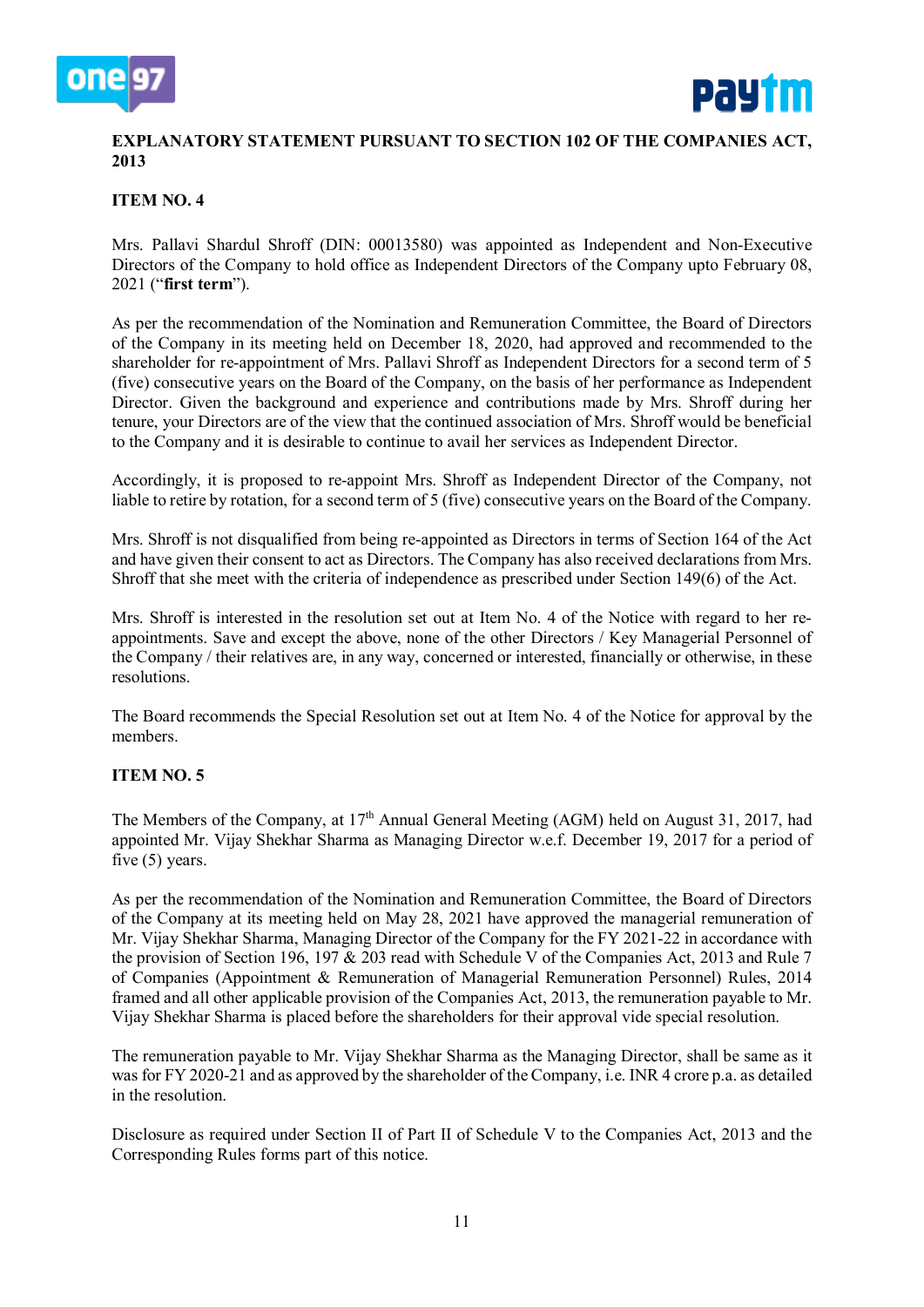**EXPLANATORY STATEMENT PURSUANT TO SECTION 102 OF THE COMPANIES ACT, 2013**

**ITEM NO. 4**

Mrs. Pallavi Shardul Shroff (DIN: 00013580) was appointed as Independent and Non-Executive Directors of the Company to hold office as Independent Directors of the Company upto February 08, 2021 ("**first term**").

As per the recommendation of the Nomination and Remuneration Committee, the Board of Directors of the Company in its meeting held on December 18, 2020, had approved and recommended to the shareholder for re-appointment of Mrs. Pallavi Shroff as Independent Directors for a second term of 5 (five) consecutive years on the Board of the Company, on the basis of her performance as Independent Director. Given the background and experience and contributions made by Mrs. Shroff during her tenure, your Directors are of the view that the continued association of Mrs. Shroff would be beneficial to the Company and it is desirable to continue to avail her services as Independent Director.

Accordingly, it is proposed to re-appoint Mrs. Shroff as Independent Director of the Company, not liable to retire by rotation, for a second term of 5 (five) consecutive years on the Board of the Company.

Mrs. Shroff is not disqualified from being re-appointed as Directors in terms of Section 164 of the Act and have given their consent to act as Directors. The Company has also received declarations from Mrs. Shroff that she meet with the criteria of independence as prescribed under Section 149(6) of the Act.

Mrs. Shroff is interested in the resolution set out at Item No. 4 of the Notice with regard to her re-appointments. Save and except the above, none of the other Directors / Key Managerial Personnel of the Company / their relatives are, in any way, concerned or interested, financially or otherwise, in these resolutions.

The Board recommends the Special Resolution set out at Item No. 4 of the Notice for approval by the members.

**ITEM NO. 5**

The Members of the Company, at 17th Annual General Meeting (AGM) held on August 31, 2017, had appointed Mr. Vijay Shekhar Sharma as Managing Director w.e.f. December 19, 2017 for a period of five (5) years.

As per the recommendation of the Nomination and Remuneration Committee, the Board of Directors of the Company at its meeting held on May 28, 2021 have approved the managerial remuneration of Mr. Vijay Shekhar Sharma, Managing Director of the Company for the FY 2021-22 in accordance with the provision of Section 196, 197 & 203 read with Schedule V of the Companies Act, 2013 and Rule 7 of Companies (Appointment & Remuneration of Managerial Remuneration Personnel) Rules, 2014 framed and all other applicable provision of the Companies Act, 2013, the remuneration payable to Mr. Vijay Shekhar Sharma is placed before the shareholders for their approval vide special resolution.

The remuneration payable to Mr. Vijay Shekhar Sharma as the Managing Director, shall be same as it was for FY 2020-21 and as approved by the shareholder of the Company, i.e. INR 4 crore p.a. as detailed in the resolution.

Disclosure as required under Section II of Part II of Schedule V to the Companies Act, 2013 and the Corresponding Rules forms part of this notice.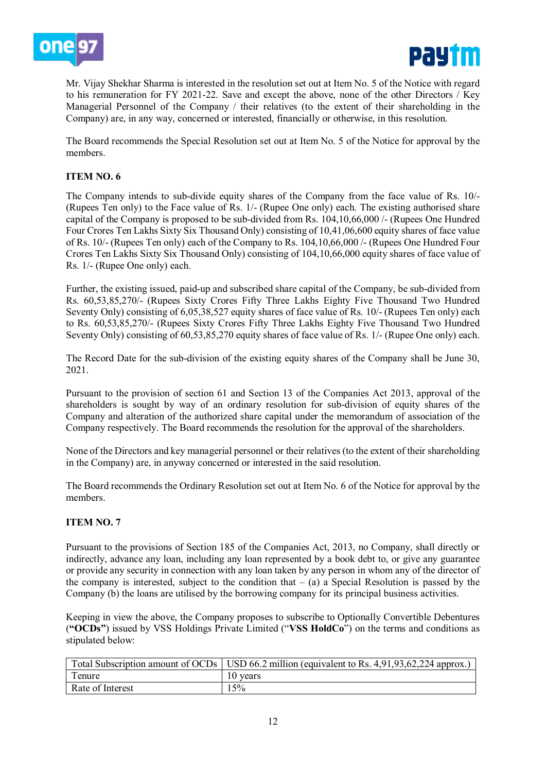Mr. Vijay Shekhar Sharma is interested in the resolution set out at Item No. 5 of the Notice with regard to his remuneration for FY 2021-22. Save and except the above, none of the other Directors / Key Managerial Personnel of the Company / their relatives (to the extent of their shareholding in the Company) are, in any way, concerned or interested, financially or otherwise, in this resolution.

The Board recommends the Special Resolution set out at Item No. 5 of the Notice for approval by the members.

**ITEM NO. 6**

The Company intends to sub-divide equity shares of the Company from the face value of Rs. 10/- (Rupees Ten only) to the Face value of Rs. 1/- (Rupee One only) each. The existing authorised share capital of the Company is proposed to be sub-divided from Rs. 104,10,66,000 /- (Rupees One Hundred Four Crores Ten Lakhs Sixty Six Thousand Only) consisting of 10,41,06,600 equity shares of face value of Rs. 10/- (Rupees Ten only) each of the Company to Rs. 104,10,66,000 /- (Rupees One Hundred Four Crores Ten Lakhs Sixty Six Thousand Only) consisting of 104,10,66,000 equity shares of face value of Rs. 1/- (Rupee One only) each.

Further, the existing issued, paid-up and subscribed share capital of the Company, be sub-divided from Rs. 60,53,85,270/- (Rupees Sixty Crores Fifty Three Lakhs Eighty Five Thousand Two Hundred Seventy Only) consisting of 6,05,38,527 equity shares of face value of Rs. 10/- (Rupees Ten only) each to Rs. 60,53,85,270/- (Rupees Sixty Crores Fifty Three Lakhs Eighty Five Thousand Two Hundred Seventy Only) consisting of 60,53,85,270 equity shares of face value of Rs. 1/- (Rupee One only) each.

The Record Date for the sub-division of the existing equity shares of the Company shall be June 30, 2021.

Pursuant to the provision of section 61 and Section 13 of the Companies Act 2013, approval of the shareholders is sought by way of an ordinary resolution for sub-division of equity shares of the Company and alteration of the authorized share capital under the memorandum of association of the Company respectively. The Board recommends the resolution for the approval of the shareholders.

None of the Directors and key managerial personnel or their relatives (to the extent of their shareholding in the Company) are, in anyway concerned or interested in the said resolution.

The Board recommends the Ordinary Resolution set out at Item No. 6 of the Notice for approval by the members.

**ITEM NO. 7**

Pursuant to the provisions of Section 185 of the Companies Act, 2013, no Company, shall directly or indirectly, advance any loan, including any loan represented by a book debt to, or give any guarantee or provide any security in connection with any loan taken by any person in whom any of the director of the company is interested, subject to the condition that – (a) a Special Resolution is passed by the Company (b) the loans are utilised by the borrowing company for its principal business activities.

Keeping in view the above, the Company proposes to subscribe to Optionally Convertible Debentures (**"OCDs"**) issued by VSS Holdings Private Limited ("**VSS HoldCo**") on the terms and conditions as stipulated below:

| Total Subscription amount of OCDs | USD 66.2 million (equivalent to Rs. 4,91,93,62,224 approx.) |
|---|---|
| Tenure | 10 years |
| Rate of Interest | 15% |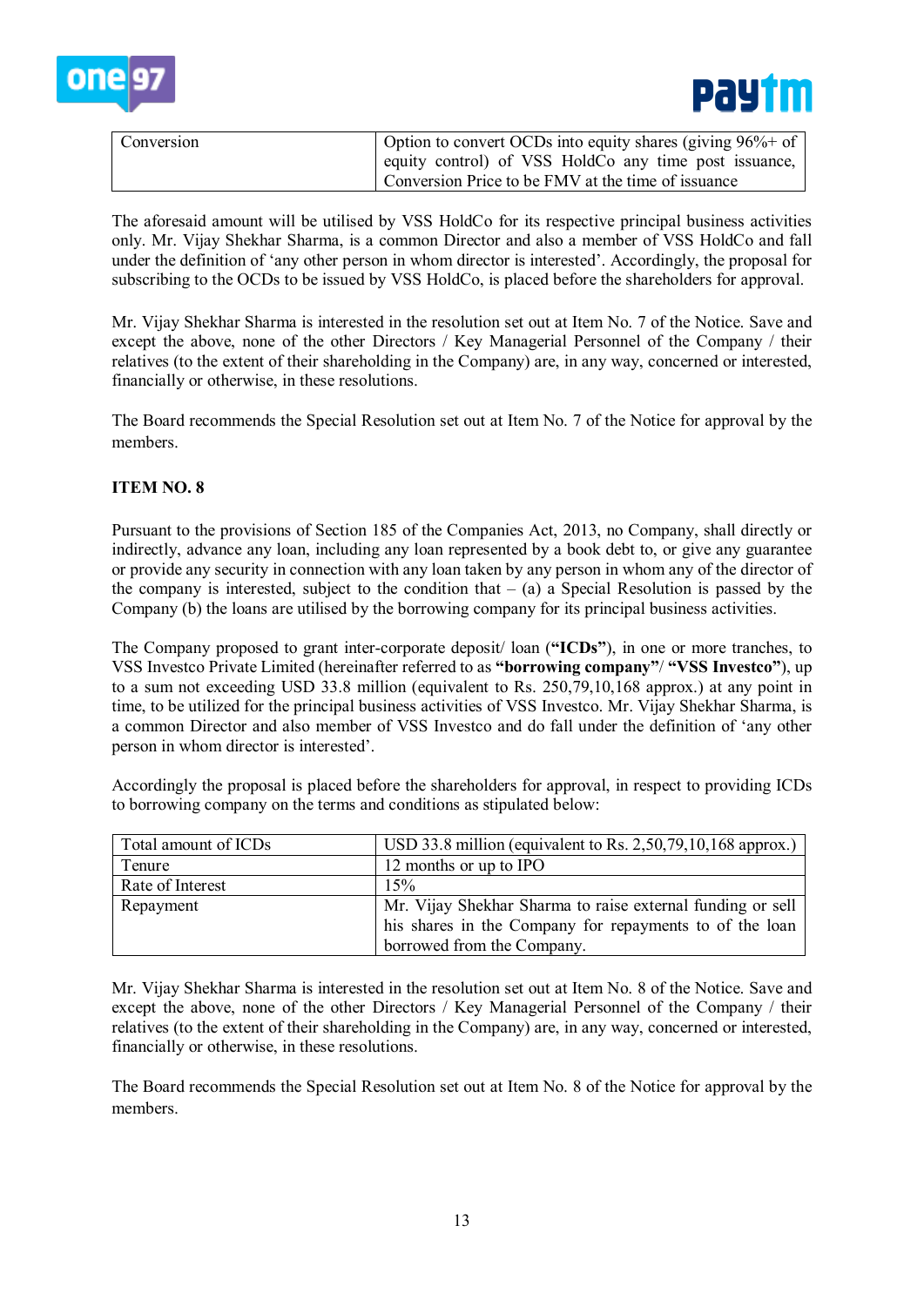| Conversion | Option to convert OCDs into equity shares (giving 96%+ of equity control) of VSS HoldCo any time post issuance, Conversion Price to be FMV at the time of issuance |
|---|---|

The aforesaid amount will be utilised by VSS HoldCo for its respective principal business activities only. Mr. Vijay Shekhar Sharma, is a common Director and also a member of VSS HoldCo and fall under the definition of 'any other person in whom director is interested'. Accordingly, the proposal for subscribing to the OCDs to be issued by VSS HoldCo, is placed before the shareholders for approval.

Mr. Vijay Shekhar Sharma is interested in the resolution set out at Item No. 7 of the Notice. Save and except the above, none of the other Directors / Key Managerial Personnel of the Company / their relatives (to the extent of their shareholding in the Company) are, in any way, concerned or interested, financially or otherwise, in these resolutions.

The Board recommends the Special Resolution set out at Item No. 7 of the Notice for approval by the members.

**ITEM NO. 8**

Pursuant to the provisions of Section 185 of the Companies Act, 2013, no Company, shall directly or indirectly, advance any loan, including any loan represented by a book debt to, or give any guarantee or provide any security in connection with any loan taken by any person in whom any of the director of the company is interested, subject to the condition that – (a) a Special Resolution is passed by the Company (b) the loans are utilised by the borrowing company for its principal business activities.

The Company proposed to grant inter-corporate deposit/ loan (**"ICDs"**), in one or more tranches, to VSS Investco Private Limited (hereinafter referred to as **"borrowing company"**/ **"VSS Investco"**), up to a sum not exceeding USD 33.8 million (equivalent to Rs. 250,79,10,168 approx.) at any point in time, to be utilized for the principal business activities of VSS Investco. Mr. Vijay Shekhar Sharma, is a common Director and also member of VSS Investco and do fall under the definition of 'any other person in whom director is interested'.

Accordingly the proposal is placed before the shareholders for approval, in respect to providing ICDs to borrowing company on the terms and conditions as stipulated below:

| Total amount of ICDs | USD 33.8 million (equivalent to Rs. 2,50,79,10,168 approx.) |
|---|---|
| Tenure | 12 months or up to IPO |
| Rate of Interest | 15% |
| Repayment | Mr. Vijay Shekhar Sharma to raise external funding or sell his shares in the Company for repayments to of the loan borrowed from the Company. |

Mr. Vijay Shekhar Sharma is interested in the resolution set out at Item No. 8 of the Notice. Save and except the above, none of the other Directors / Key Managerial Personnel of the Company / their relatives (to the extent of their shareholding in the Company) are, in any way, concerned or interested, financially or otherwise, in these resolutions.

The Board recommends the Special Resolution set out at Item No. 8 of the Notice for approval by the members.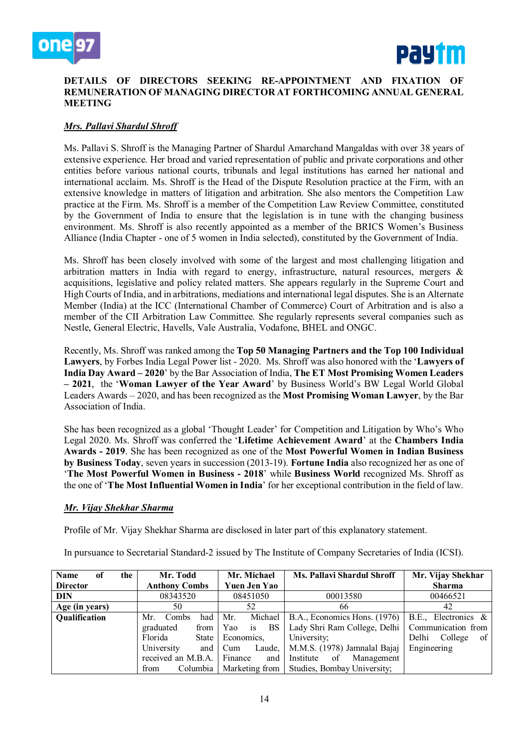## DETAILS OF DIRECTORS SEEKING RE-APPOINTMENT AND FIXATION OF REMUNERATION OF MANAGING DIRECTOR AT FORTHCOMING ANNUAL GENERAL MEETING

***Mrs. Pallavi Shardul Shroff***

Ms. Pallavi S. Shroff is the Managing Partner of Shardul Amarchand Mangaldas with over 38 years of extensive experience. Her broad and varied representation of public and private corporations and other entities before various national courts, tribunals and legal institutions has earned her national and international acclaim. Ms. Shroff is the Head of the Dispute Resolution practice at the Firm, with an extensive knowledge in matters of litigation and arbitration. She also mentors the Competition Law practice at the Firm. Ms. Shroff is a member of the Competition Law Review Committee, constituted by the Government of India to ensure that the legislation is in tune with the changing business environment. Ms. Shroff is also recently appointed as a member of the BRICS Women's Business Alliance (India Chapter - one of 5 women in India selected), constituted by the Government of India.

Ms. Shroff has been closely involved with some of the largest and most challenging litigation and arbitration matters in India with regard to energy, infrastructure, natural resources, mergers & acquisitions, legislative and policy related matters. She appears regularly in the Supreme Court and High Courts of India, and in arbitrations, mediations and international legal disputes. She is an Alternate Member (India) at the ICC (International Chamber of Commerce) Court of Arbitration and is also a member of the CII Arbitration Law Committee. She regularly represents several companies such as Nestle, General Electric, Havells, Vale Australia, Vodafone, BHEL and ONGC.

Recently, Ms. Shroff was ranked among the **Top 50 Managing Partners and the Top 100 Individual Lawyers**, by Forbes India Legal Power list - 2020. Ms. Shroff was also honored with the '**Lawyers of India Day Award – 2020**' by the Bar Association of India, **The ET Most Promising Women Leaders – 2021**, the '**Woman Lawyer of the Year Award**' by Business World's BW Legal World Global Leaders Awards – 2020, and has been recognized as the **Most Promising Woman Lawyer**, by the Bar Association of India.

She has been recognized as a global 'Thought Leader' for Competition and Litigation by Who's Who Legal 2020. Ms. Shroff was conferred the '**Lifetime Achievement Award**' at the **Chambers India Awards - 2019**. She has been recognized as one of the **Most Powerful Women in Indian Business by Business Today**, seven years in succession (2013-19). **Fortune India** also recognized her as one of '**The Most Powerful Women in Business - 2018**' while **Business World** recognized Ms. Shroff as the one of '**The Most Influential Women in India**' for her exceptional contribution in the field of law.

***Mr. Vijay Shekhar Sharma***

Profile of Mr. Vijay Shekhar Sharma are disclosed in later part of this explanatory statement.

In pursuance to Secretarial Standard-2 issued by The Institute of Company Secretaries of India (ICSI).

| Name of the Director | Mr. Todd Anthony Combs | Mr. Michael Yuen Jen Yao | Ms. Pallavi Shardul Shroff | Mr. Vijay Shekhar Sharma |
|---|---|---|---|---|
| DIN | 08343520 | 08451050 | 00013580 | 00466521 |
| Age (in years) | 50 | 52 | 66 | 42 |
| Qualification | Mr. Combs had graduated from Florida State University and received an M.B.A. from Columbia | Mr. Michael Yao is BS Economics, Cum Laude, Finance and Marketing from | B.A., Economics Hons. (1976) Lady Shri Ram College, Delhi University;<br>M.M.S. (1978) Jamnalal Bajaj Institute of Management Studies, Bombay University; | B.E., Electronics & Communication from Delhi College of Engineering |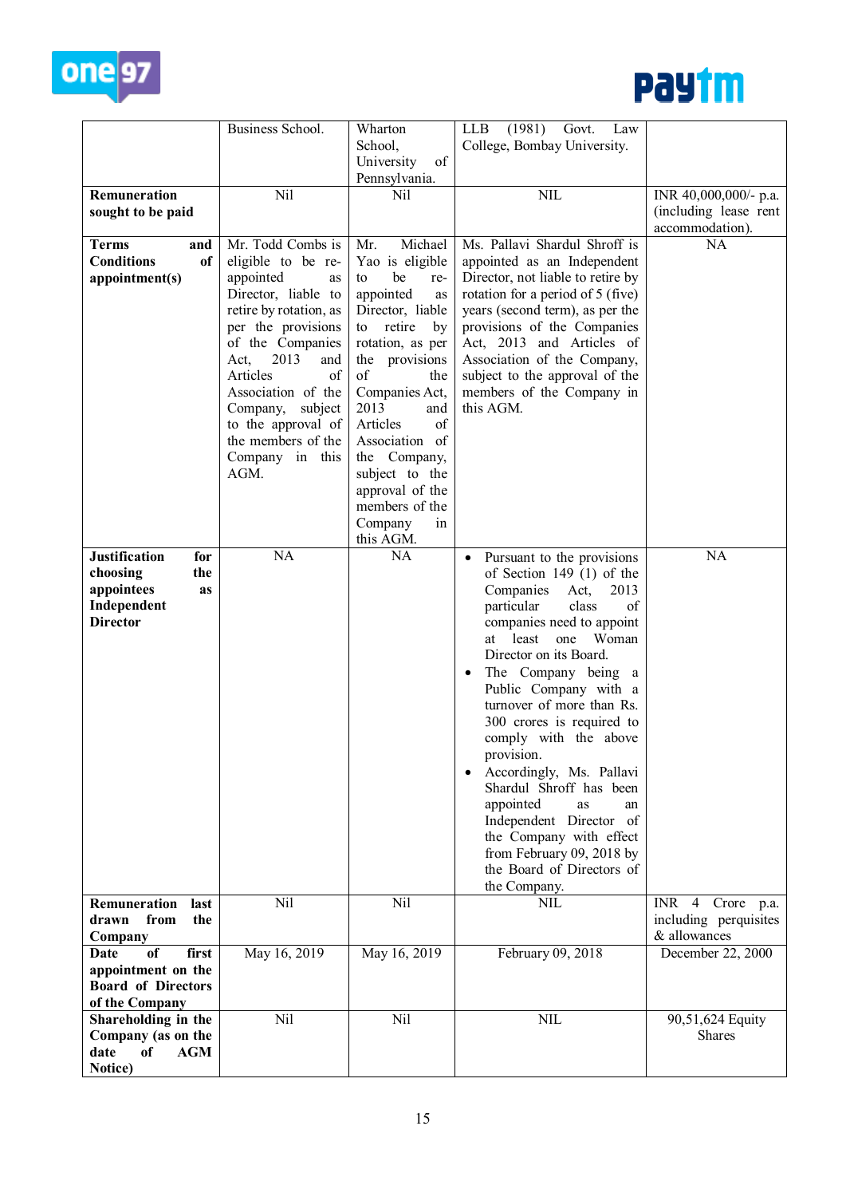| | | | | |
|---|---|---|---|---|
| | Business School. | Wharton School, University of Pennsylvania. | LLB (1981) Govt. Law College, Bombay University. | |
| **Remuneration sought to be paid** | Nil | Nil | NIL | INR 40,000,000/- p.a. (including lease rent accommodation). |
| **Terms and Conditions of appointment(s)** | Mr. Todd Combs is eligible to be re-appointed as Director, liable to retire by rotation, as per the provisions of the Companies Act, 2013 and Articles of Association of the Company, subject to the approval of the members of the Company in this AGM. | Mr. Michael Yao is eligible to be re-appointed as Director, liable to retire by rotation, as per the provisions of the Companies Act, 2013 and Articles of Association of the Company, subject to the approval of the members of the Company in this AGM. | Ms. Pallavi Shardul Shroff is appointed as an Independent Director, not liable to retire by rotation for a period of 5 (five) years (second term), as per the provisions of the Companies Act, 2013 and Articles of Association of the Company, subject to the approval of the members of the Company in this AGM. | NA |
| **Justification for choosing the appointees as Independent Director** | NA | NA | • Pursuant to the provisions of Section 149 (1) of the Companies Act, 2013 particular class of companies need to appoint at least one Woman Director on its Board. <br> • The Company being a Public Company with a turnover of more than Rs. 300 crores is required to comply with the above provision. <br> • Accordingly, Ms. Pallavi Shardul Shroff has been appointed as an Independent Director of the Company with effect from February 09, 2018 by the Board of Directors of the Company. | NA |
| **Remuneration last drawn from the Company** | Nil | Nil | NIL | INR 4 Crore p.a. including perquisites & allowances |
| **Date of first appointment on the Board of Directors of the Company** | May 16, 2019 | May 16, 2019 | February 09, 2018 | December 22, 2000 |
| **Shareholding in the Company (as on the date of AGM Notice)** | Nil | Nil | NIL | 90,51,624 Equity Shares |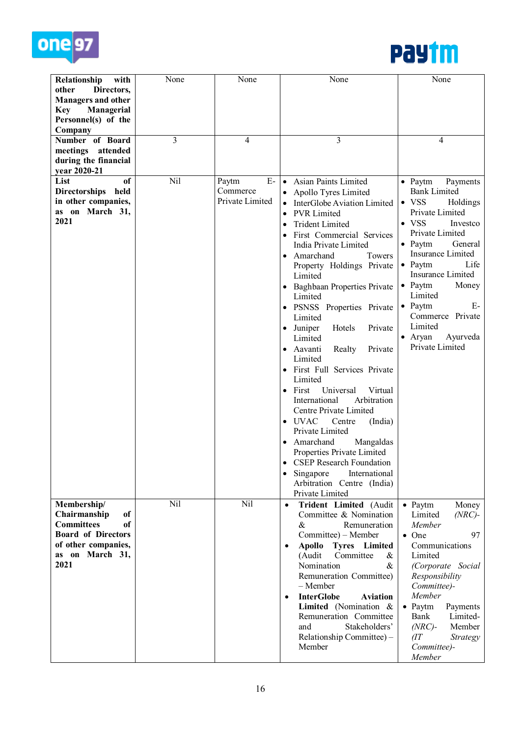| | | | | |
|---|---|---|---|---|
| **Relationship with other Directors, Managers and other Key Managerial Personnel(s) of the Company** | None | None | None | None |
| **Number of Board meetings attended during the financial year 2020-21** | 3 | 4 | 3 | 4 |
| **List of Directorships held in other companies, as on March 31, 2021** | Nil | Paytm E-Commerce Private Limited | • Asian Paints Limited<br>• Apollo Tyres Limited<br>• InterGlobe Aviation Limited<br>• PVR Limited<br>• Trident Limited<br>• First Commercial Services India Private Limited<br>• Amarchand Towers Property Holdings Private Limited<br>• Baghbaan Properties Private Limited<br>• PSNSS Properties Private Limited<br>• Juniper Hotels Private Limited<br>• Aavanti Realty Private Limited<br>• First Full Services Private Limited<br>• First Universal Virtual International Arbitration Centre Private Limited<br>• UVAC Centre (India) Private Limited<br>• Amarchand Mangaldas Properties Private Limited<br>• CSEP Research Foundation<br>• Singapore International Arbitration Centre (India) Private Limited | • Paytm Payments Bank Limited<br>• VSS Holdings Private Limited<br>• VSS Investco Private Limited<br>• Paytm General Insurance Limited<br>• Paytm Life Insurance Limited<br>• Paytm Money Limited<br>• Paytm E-Commerce Private Limited<br>• Aryan Ayurveda Private Limited |
| **Membership/ Chairmanship of Committees of Board of Directors of other companies, as on March 31, 2021** | Nil | Nil | • **Trident Limited** (Audit Committee & Nomination & Remuneration Committee) – Member<br>• **Apollo Tyres Limited** (Audit Committee & Nomination & Remuneration Committee) – Member<br>• **InterGlobe Aviation Limited** (Nomination & Remuneration Committee and Stakeholders' Relationship Committee) – Member | • Paytm Money Limited *(NRC)-Member*<br>• One 97 Communications Limited *(Corporate Social Responsibility Committee)-Member*<br>• Paytm Payments Bank Limited- *(NRC)-* Member *(IT Strategy Committee)-Member* |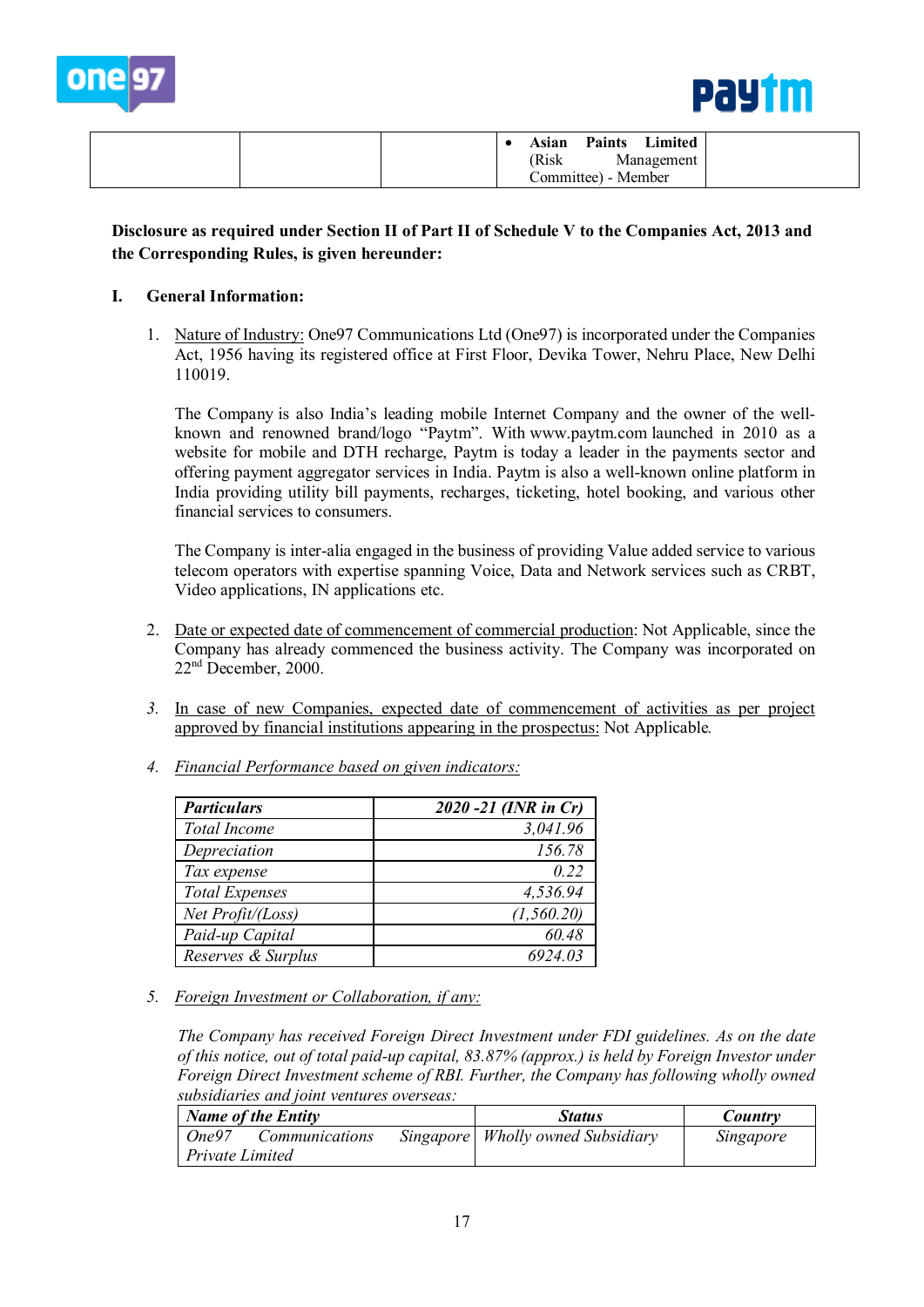| | | | • **Asian Paints Limited** (Risk Management Committee) - Member | |
|---|---|---|---|---|

**Disclosure as required under Section II of Part II of Schedule V to the Companies Act, 2013 and the Corresponding Rules, is given hereunder:**

## I. General Information:

1. Nature of Industry: One97 Communications Ltd (One97) is incorporated under the Companies Act, 1956 having its registered office at First Floor, Devika Tower, Nehru Place, New Delhi 110019.

   The Company is also India's leading mobile Internet Company and the owner of the well-known and renowned brand/logo "Paytm". With www.paytm.com launched in 2010 as a website for mobile and DTH recharge, Paytm is today a leader in the payments sector and offering payment aggregator services in India. Paytm is also a well-known online platform in India providing utility bill payments, recharges, ticketing, hotel booking, and various other financial services to consumers.

   The Company is inter-alia engaged in the business of providing Value added service to various telecom operators with expertise spanning Voice, Data and Network services such as CRBT, Video applications, IN applications etc.

2. Date or expected date of commencement of commercial production: Not Applicable, since the Company has already commenced the business activity. The Company was incorporated on 22nd December, 2000.

3. *In case of new Companies, expected date of commencement of activities as per project approved by financial institutions appearing in the prospectus:* Not Applicable.

4. *Financial Performance based on given indicators:*

| *Particulars* | *2020 -21 (INR in Cr)* |
|---|---:|
| *Total Income* | *3,041.96* |
| *Depreciation* | *156.78* |
| *Tax expense* | *0.22* |
| *Total Expenses* | *4,536.94* |
| *Net Profit/(Loss)* | *(1,560.20)* |
| *Paid-up Capital* | *60.48* |
| *Reserves & Surplus* | *6924.03* |

5. *Foreign Investment or Collaboration, if any:*

   *The Company has received Foreign Direct Investment under FDI guidelines. As on the date of this notice, out of total paid-up capital, 83.87% (approx.) is held by Foreign Investor under Foreign Direct Investment scheme of RBI. Further, the Company has following wholly owned subsidiaries and joint ventures overseas:*

| *Name of the Entity* | *Status* | *Country* |
|---|---|---|
| *One97 Communications Singapore Private Limited* | *Wholly owned Subsidiary* | *Singapore* |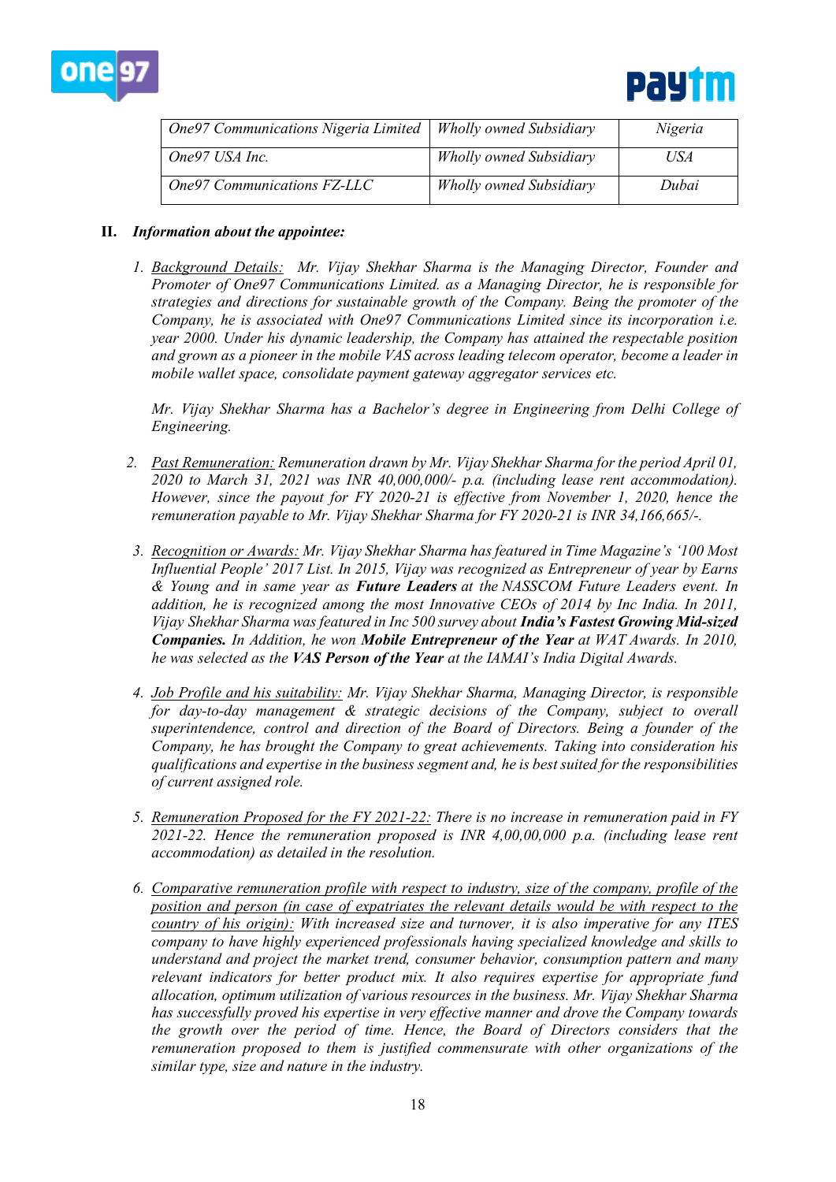| One97 Communications Nigeria Limited | Wholly owned Subsidiary | Nigeria |
|---|---|---|
| One97 USA Inc. | Wholly owned Subsidiary | USA |
| One97 Communications FZ-LLC | Wholly owned Subsidiary | Dubai |

**II.** ***Information about the appointee:***

1. *Background Details: Mr. Vijay Shekhar Sharma is the Managing Director, Founder and Promoter of One97 Communications Limited. as a Managing Director, he is responsible for strategies and directions for sustainable growth of the Company. Being the promoter of the Company, he is associated with One97 Communications Limited since its incorporation i.e. year 2000. Under his dynamic leadership, the Company has attained the respectable position and grown as a pioneer in the mobile VAS across leading telecom operator, become a leader in mobile wallet space, consolidate payment gateway aggregator services etc.*

   *Mr. Vijay Shekhar Sharma has a Bachelor's degree in Engineering from Delhi College of Engineering.*

2. *Past Remuneration: Remuneration drawn by Mr. Vijay Shekhar Sharma for the period April 01, 2020 to March 31, 2021 was INR 40,000,000/- p.a. (including lease rent accommodation). However, since the payout for FY 2020-21 is effective from November 1, 2020, hence the remuneration payable to Mr. Vijay Shekhar Sharma for FY 2020-21 is INR 34,166,665/-.*

3. *Recognition or Awards: Mr. Vijay Shekhar Sharma has featured in Time Magazine's '100 Most Influential People' 2017 List. In 2015, Vijay was recognized as Entrepreneur of year by Earns & Young and in same year as **Future Leaders** at the NASSCOM Future Leaders event. In addition, he is recognized among the most Innovative CEOs of 2014 by Inc India. In 2011, Vijay Shekhar Sharma was featured in Inc 500 survey about **India's Fastest Growing Mid-sized Companies.** In Addition, he won **Mobile Entrepreneur of the Year** at WAT Awards. In 2010, he was selected as the **VAS Person of the Year** at the IAMAI's India Digital Awards.*

4. *Job Profile and his suitability: Mr. Vijay Shekhar Sharma, Managing Director, is responsible for day-to-day management & strategic decisions of the Company, subject to overall superintendence, control and direction of the Board of Directors. Being a founder of the Company, he has brought the Company to great achievements. Taking into consideration his qualifications and expertise in the business segment and, he is best suited for the responsibilities of current assigned role.*

5. *Remuneration Proposed for the FY 2021-22: There is no increase in remuneration paid in FY 2021-22. Hence the remuneration proposed is INR 4,00,00,000 p.a. (including lease rent accommodation) as detailed in the resolution.*

6. *Comparative remuneration profile with respect to industry, size of the company, profile of the position and person (in case of expatriates the relevant details would be with respect to the country of his origin): With increased size and turnover, it is also imperative for any ITES company to have highly experienced professionals having specialized knowledge and skills to understand and project the market trend, consumer behavior, consumption pattern and many relevant indicators for better product mix. It also requires expertise for appropriate fund allocation, optimum utilization of various resources in the business. Mr. Vijay Shekhar Sharma has successfully proved his expertise in very effective manner and drove the Company towards the growth over the period of time. Hence, the Board of Directors considers that the remuneration proposed to them is justified commensurate with other organizations of the similar type, size and nature in the industry.*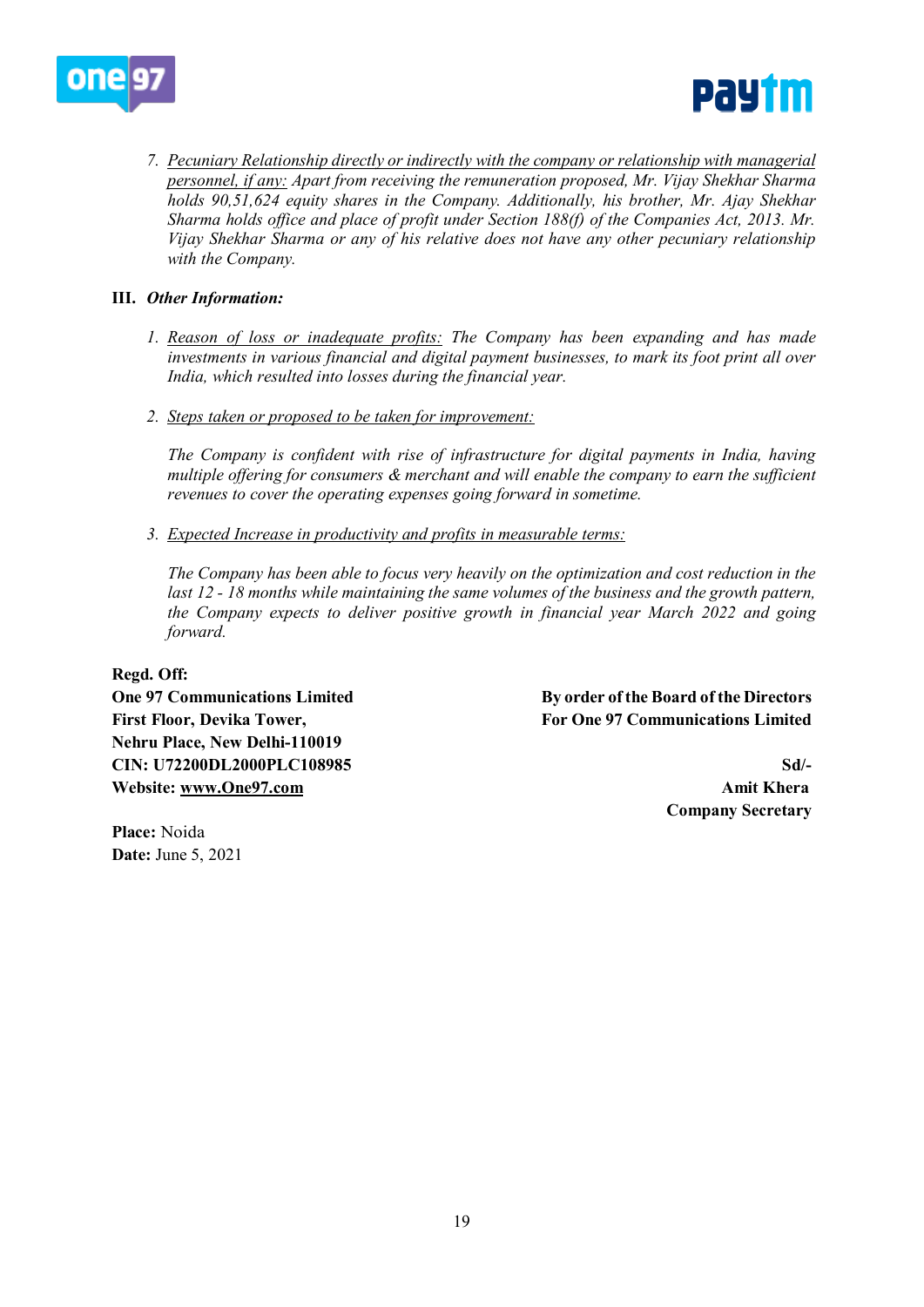7. *Pecuniary Relationship directly or indirectly with the company or relationship with managerial personnel, if any:* *Apart from receiving the remuneration proposed, Mr. Vijay Shekhar Sharma holds 90,51,624 equity shares in the Company. Additionally, his brother, Mr. Ajay Shekhar Sharma holds office and place of profit under Section 188(f) of the Companies Act, 2013. Mr. Vijay Shekhar Sharma or any of his relative does not have any other pecuniary relationship with the Company.*

**III.** ***Other Information:***

1. *Reason of loss or inadequate profits:* *The Company has been expanding and has made investments in various financial and digital payment businesses, to mark its foot print all over India, which resulted into losses during the financial year.*

2. *Steps taken or proposed to be taken for improvement:*

   *The Company is confident with rise of infrastructure for digital payments in India, having multiple offering for consumers & merchant and will enable the company to earn the sufficient revenues to cover the operating expenses going forward in sometime.*

3. *Expected Increase in productivity and profits in measurable terms:*

   *The Company has been able to focus very heavily on the optimization and cost reduction in the last 12 - 18 months while maintaining the same volumes of the business and the growth pattern, the Company expects to deliver positive growth in financial year March 2022 and going forward.*

**Regd. Off:**
**One 97 Communications Limited**
**First Floor, Devika Tower,**
**Nehru Place, New Delhi-110019**
**CIN: U72200DL2000PLC108985**
**Website: www.One97.com**

**By order of the Board of the Directors**
**For One 97 Communications Limited**

**Sd/-**
**Amit Khera**
**Company Secretary**

**Place:** Noida
**Date:** June 5, 2021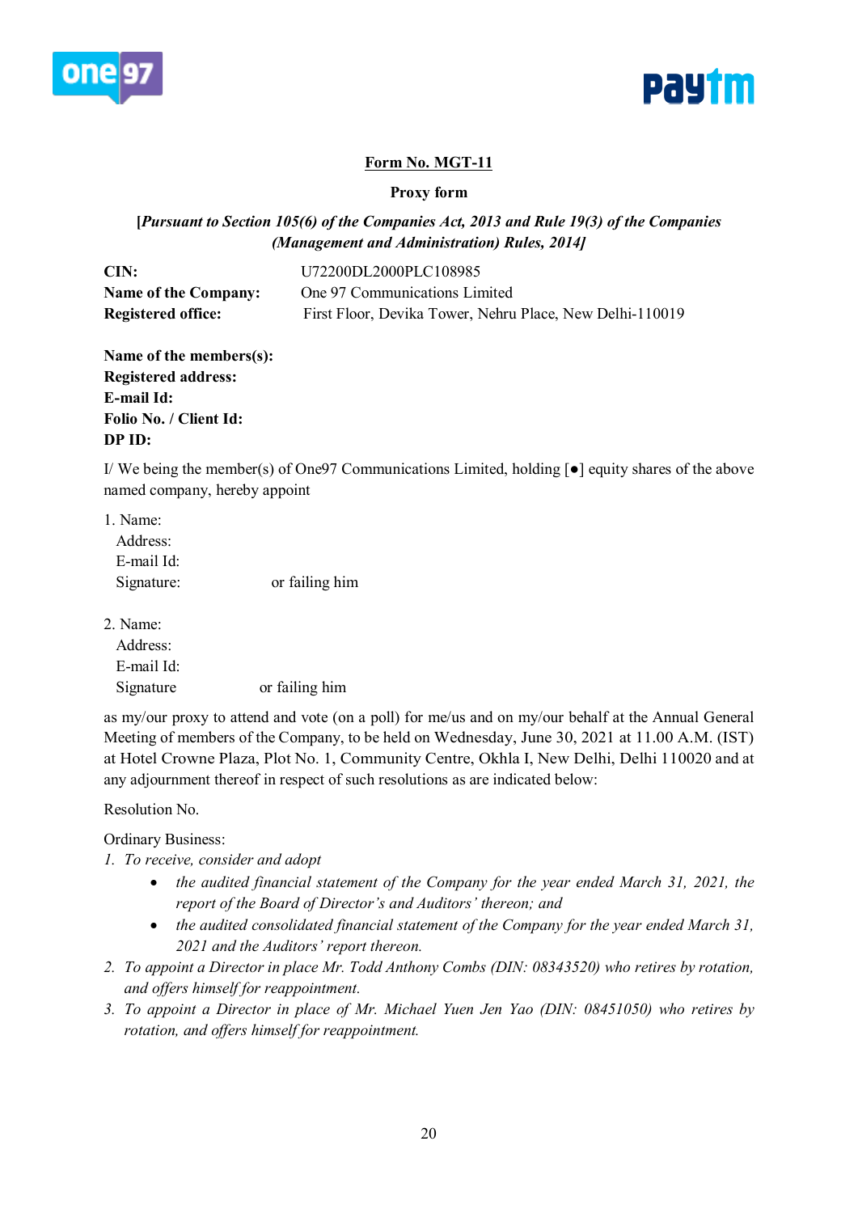**Form No. MGT-11**

**Proxy form**

***[Pursuant to Section 105(6) of the Companies Act, 2013 and Rule 19(3) of the Companies (Management and Administration) Rules, 2014]***

**CIN:** U72200DL2000PLC108985
**Name of the Company:** One 97 Communications Limited
**Registered office:** First Floor, Devika Tower, Nehru Place, New Delhi-110019

**Name of the members(s):**
**Registered address:**
**E-mail Id:**
**Folio No. / Client Id:**
**DP ID:**

I/ We being the member(s) of One97 Communications Limited, holding [●] equity shares of the above named company, hereby appoint

1. Name:
   Address:
   E-mail Id:
   Signature: or failing him

2. Name:
   Address:
   E-mail Id:
   Signature or failing him

as my/our proxy to attend and vote (on a poll) for me/us and on my/our behalf at the Annual General Meeting of members of the Company, to be held on Wednesday, June 30, 2021 at 11.00 A.M. (IST) at Hotel Crowne Plaza, Plot No. 1, Community Centre, Okhla I, New Delhi, Delhi 110020 and at any adjournment thereof in respect of such resolutions as are indicated below:

Resolution No.

Ordinary Business:

1. *To receive, consider and adopt*
   - *the audited financial statement of the Company for the year ended March 31, 2021, the report of the Board of Director's and Auditors' thereon; and*
   - *the audited consolidated financial statement of the Company for the year ended March 31, 2021 and the Auditors' report thereon.*
2. *To appoint a Director in place Mr. Todd Anthony Combs (DIN: 08343520) who retires by rotation, and offers himself for reappointment.*
3. *To appoint a Director in place of Mr. Michael Yuen Jen Yao (DIN: 08451050) who retires by rotation, and offers himself for reappointment.*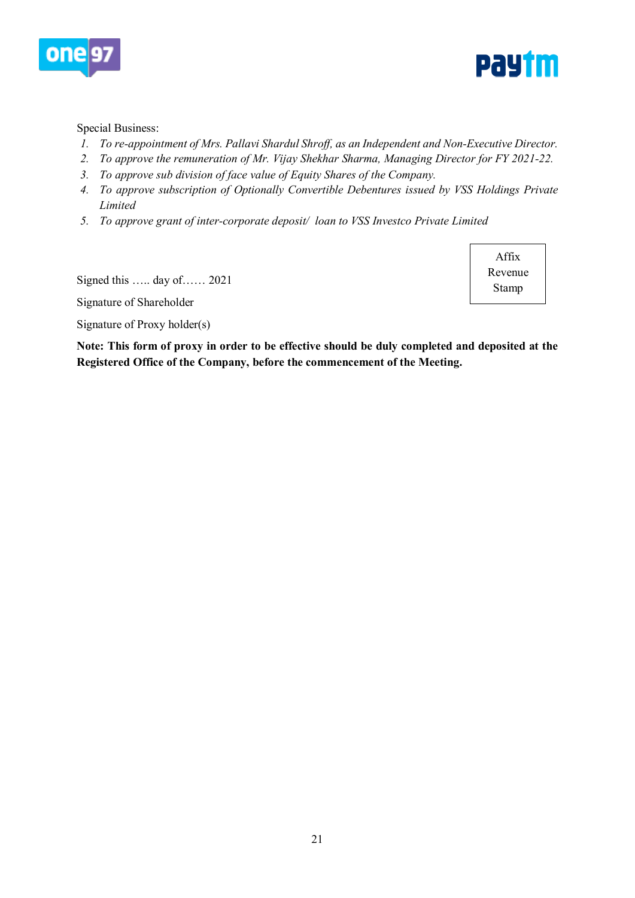Special Business:

1. *To re-appointment of Mrs. Pallavi Shardul Shroff, as an Independent and Non-Executive Director.*
2. *To approve the remuneration of Mr. Vijay Shekhar Sharma, Managing Director for FY 2021-22.*
3. *To approve sub division of face value of Equity Shares of the Company.*
4. *To approve subscription of Optionally Convertible Debentures issued by VSS Holdings Private Limited*
5. *To approve grant of inter-corporate deposit/ loan to VSS Investco Private Limited*

| Affix Revenue Stamp |
|---|

Signed this ….. day of…… 2021

Signature of Shareholder

Signature of Proxy holder(s)

**Note: This form of proxy in order to be effective should be duly completed and deposited at the Registered Office of the Company, before the commencement of the Meeting.**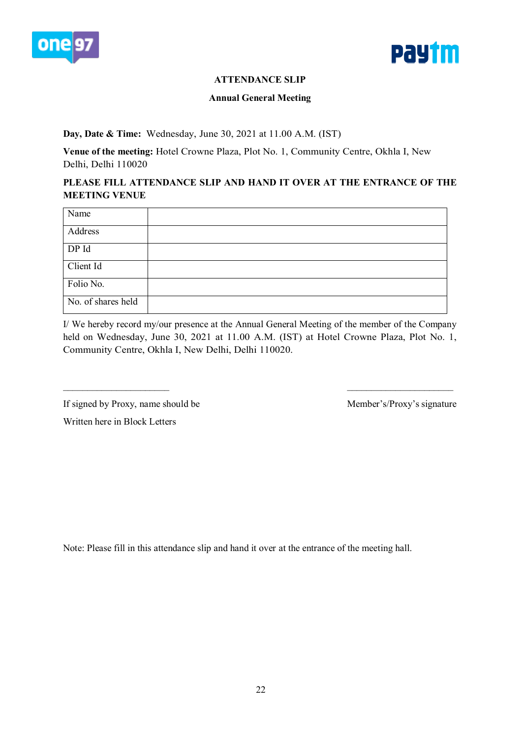# ATTENDANCE SLIP

## Annual General Meeting

**Day, Date & Time:** Wednesday, June 30, 2021 at 11.00 A.M. (IST)

**Venue of the meeting:** Hotel Crowne Plaza, Plot No. 1, Community Centre, Okhla I, New Delhi, Delhi 110020

**PLEASE FILL ATTENDANCE SLIP AND HAND IT OVER AT THE ENTRANCE OF THE MEETING VENUE**

| Name | |
|---|---|
| Address | |
| DP Id | |
| Client Id | |
| Folio No. | |
| No. of shares held | |

I/ We hereby record my/our presence at the Annual General Meeting of the member of the Company held on Wednesday, June 30, 2021 at 11.00 A.M. (IST) at Hotel Crowne Plaza, Plot No. 1, Community Centre, Okhla I, New Delhi, Delhi 110020.

\_\_\_\_\_\_\_\_\_\_\_\_\_\_\_\_\_\_\_\_\_\_\_ \_\_\_\_\_\_\_\_\_\_\_\_\_\_\_\_\_\_\_\_\_\_\_

If signed by Proxy, name should be Written here in Block Letters

Member's/Proxy's signature

Note: Please fill in this attendance slip and hand it over at the entrance of the meeting hall.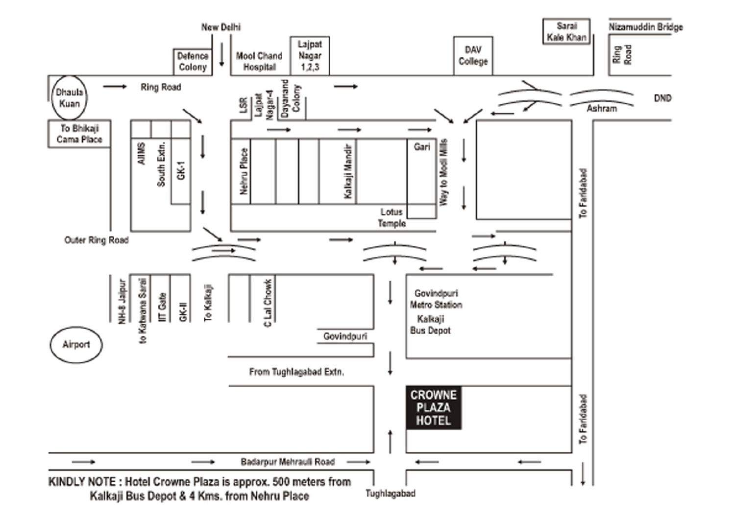New Delhi

Defence Colony

Mool Chand Hospital

Lajpat Nagar 1,2,3

DAV College

Sarai Kale Khan

Nizamuddin Bridge

Ring Road

Dhaula Kuan

Ring Road

LSR

Lajpat Nagar-4

Dayanand Colony

Ashram

DND

To Bhikaji Cama Place

AIIMS

South Extn.

GK-1

Nehru Place

Kalkaji Mandir

Gari

Way to Modi Mills

To Faridabad

Lotus Temple

Outer Ring Road

NH-8 Jaipur

to Katwaria Sarai

IIT Gate

GK-II

To Kalkaji

C Lal Chowk

Govindpuri Metro Station

Kalkaji Bus Depot

Airport

Govindpuri

From Tughlagabad Extn.

CROWNE PLAZA HOTEL

To Faridabad

Badarpur Mehrauli Road

Tughlagabad

**KINDLY NOTE : Hotel Crowne Plaza is approx. 500 meters from Kalkaji Bus Depot & 4 Kms. from Nehru Place**